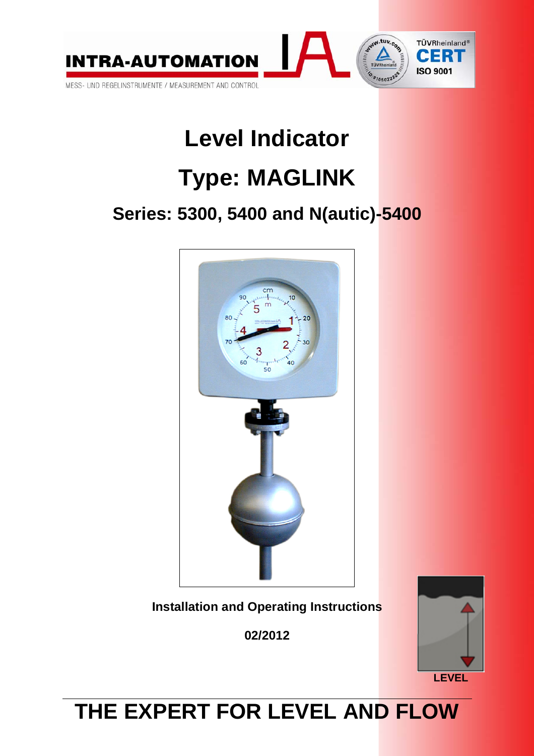INTRA-AUTOMATION

MESS- UND REGELINSTRUMENTE / MEASUREMENT AND CONTROL

TÜVRheinland® CERT ISO 9001

# Level Indicator

# Type: MAGLINK

## Series: 5300, 5400 and N(autic)-5400

**Installation and Operating Instructions**

**02/2012**

**LEVEL**

# THE EXPERT FOR LEVEL AND FLOW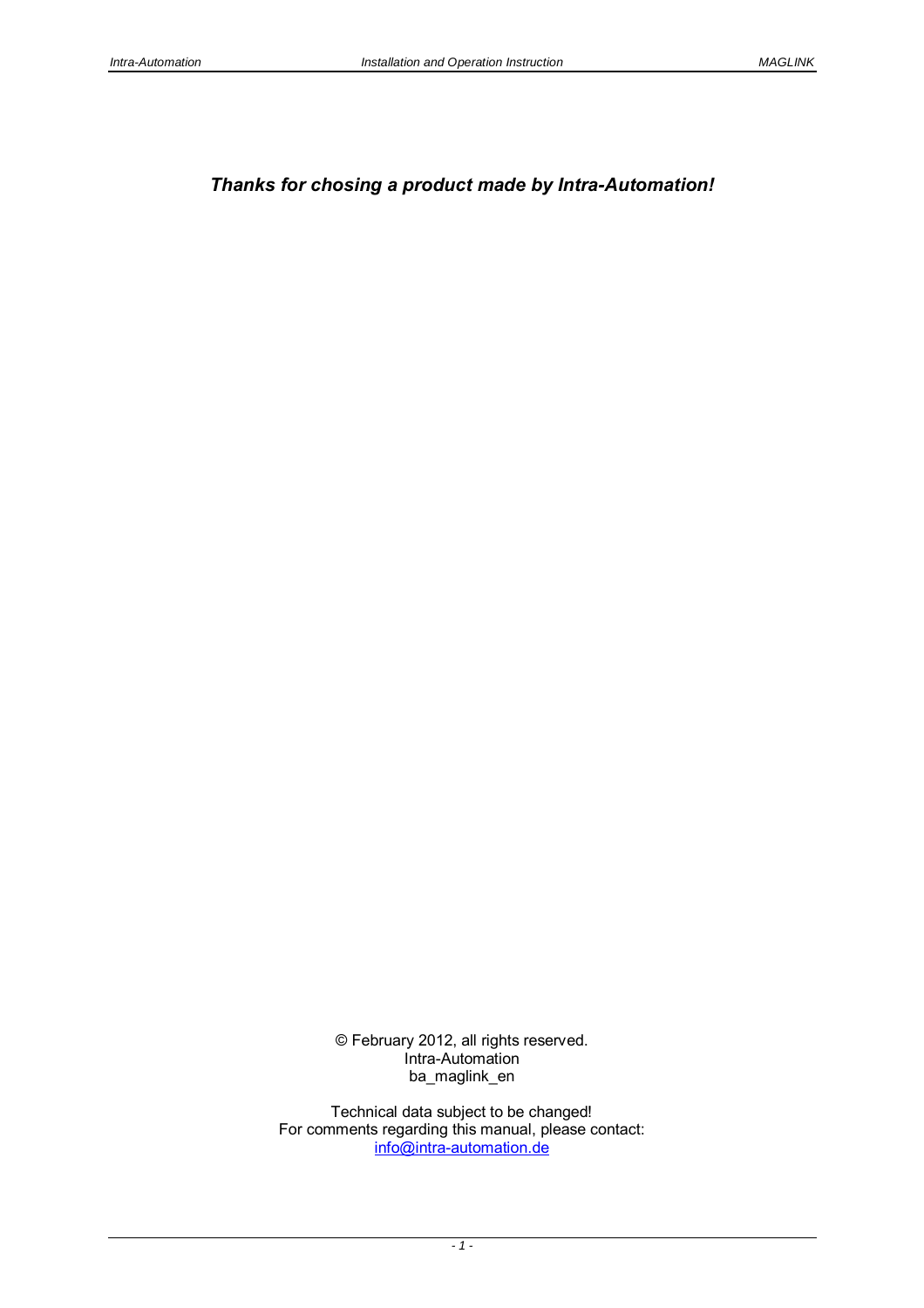***Thanks for chosing a product made by Intra-Automation!***

© February 2012, all rights reserved.
Intra-Automation
ba_maglink_en

Technical data subject to be changed!
For comments regarding this manual, please contact:
info@intra-automation.de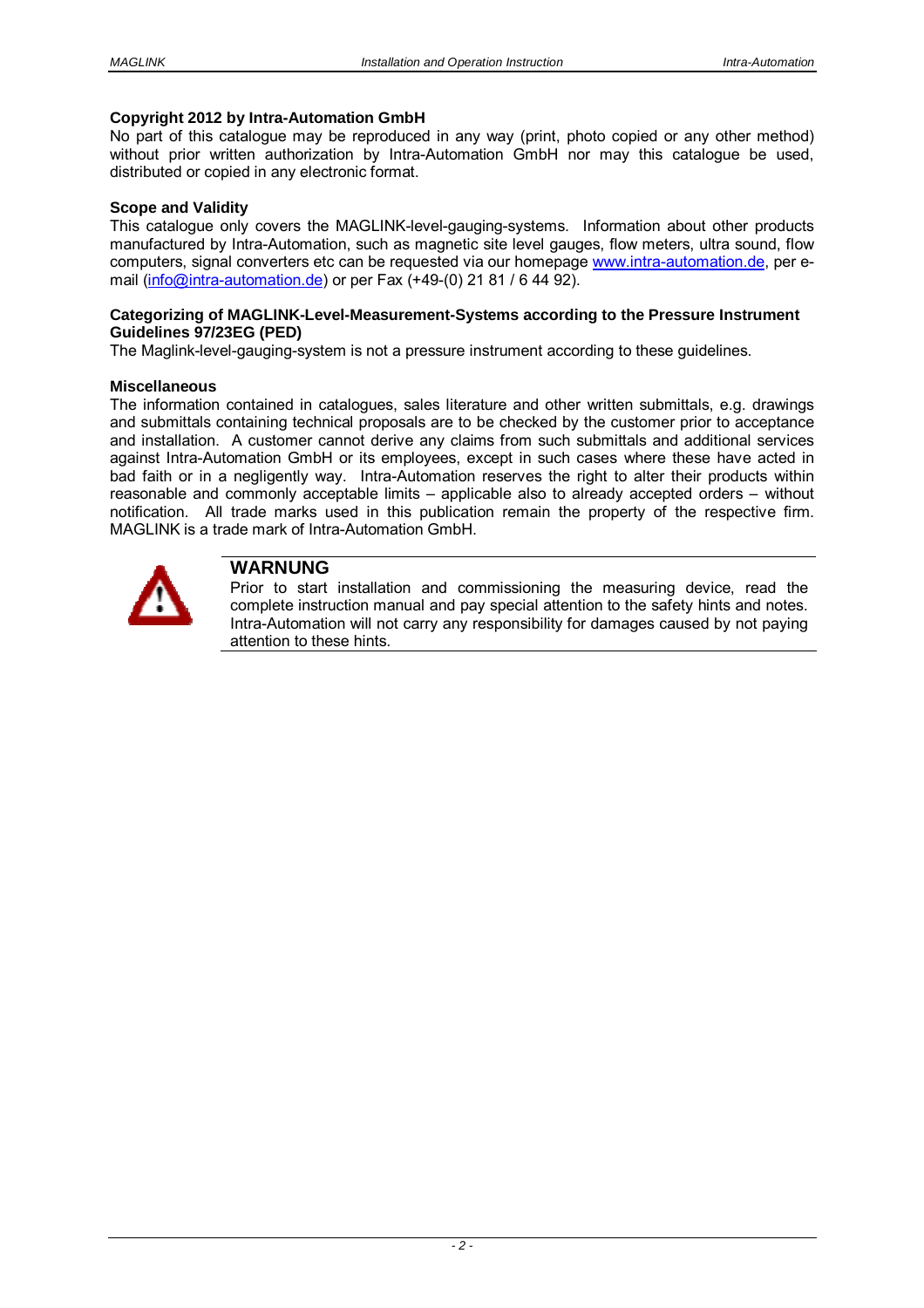**Copyright 2012 by Intra-Automation GmbH**

No part of this catalogue may be reproduced in any way (print, photo copied or any other method) without prior written authorization by Intra-Automation GmbH nor may this catalogue be used, distributed or copied in any electronic format.

**Scope and Validity**

This catalogue only covers the MAGLINK-level-gauging-systems. Information about other products manufactured by Intra-Automation, such as magnetic site level gauges, flow meters, ultra sound, flow computers, signal converters etc can be requested via our homepage www.intra-automation.de, per e-mail (info@intra-automation.de) or per Fax (+49-(0) 21 81 / 6 44 92).

**Categorizing of MAGLINK-Level-Measurement-Systems according to the Pressure Instrument Guidelines 97/23EG (PED)**

The Maglink-level-gauging-system is not a pressure instrument according to these guidelines.

**Miscellaneous**

The information contained in catalogues, sales literature and other written submittals, e.g. drawings and submittals containing technical proposals are to be checked by the customer prior to acceptance and installation. A customer cannot derive any claims from such submittals and additional services against Intra-Automation GmbH or its employees, except in such cases where these have acted in bad faith or in a negligently way. Intra-Automation reserves the right to alter their products within reasonable and commonly acceptable limits – applicable also to already accepted orders – without notification. All trade marks used in this publication remain the property of the respective firm. MAGLINK is a trade mark of Intra-Automation GmbH.

**WARNUNG**

Prior to start installation and commissioning the measuring device, read the complete instruction manual and pay special attention to the safety hints and notes. Intra-Automation will not carry any responsibility for damages caused by not paying attention to these hints.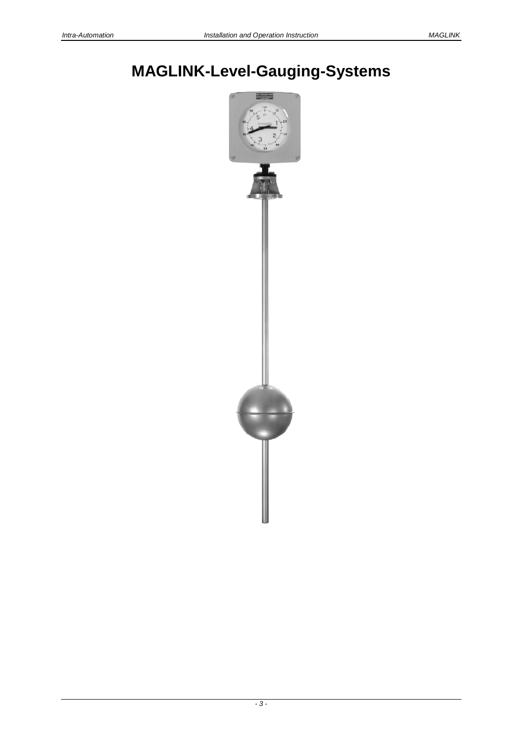# MAGLINK-Level-Gauging-Systems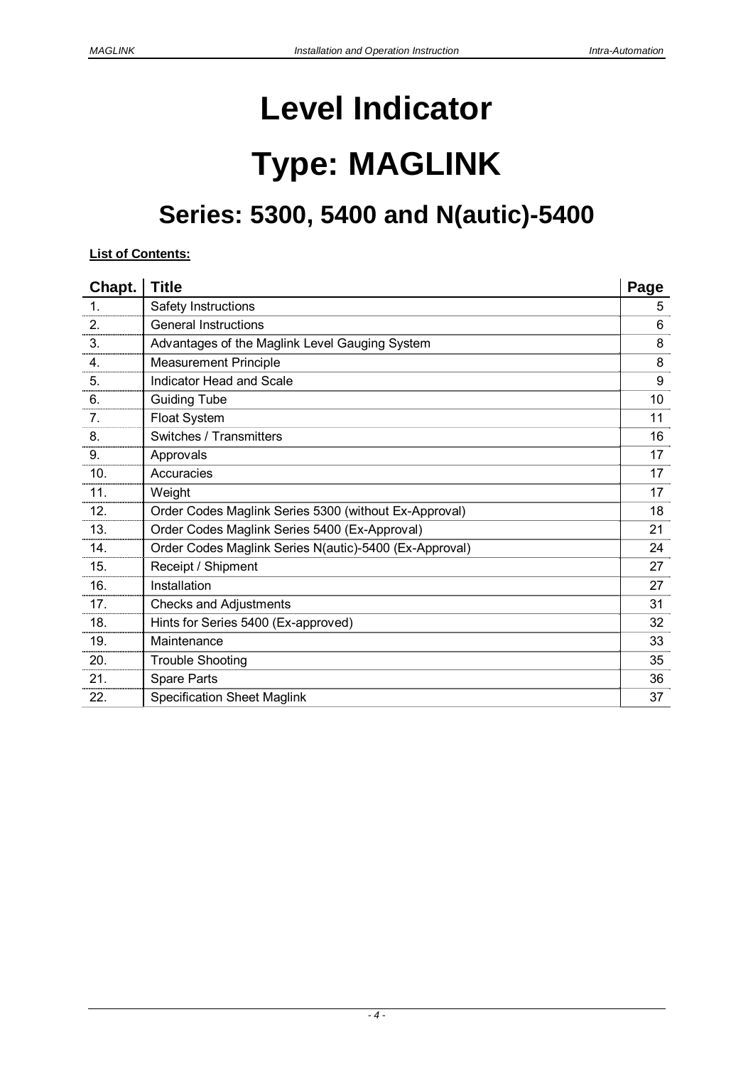# Level Indicator

# Type: MAGLINK

## Series: 5300, 5400 and N(autic)-5400

**List of Contents:**

| Chapt. | Title | Page |
|---|---|---|
| 1. | Safety Instructions | 5 |
| 2. | General Instructions | 6 |
| 3. | Advantages of the Maglink Level Gauging System | 8 |
| 4. | Measurement Principle | 8 |
| 5. | Indicator Head and Scale | 9 |
| 6. | Guiding Tube | 10 |
| 7. | Float System | 11 |
| 8. | Switches / Transmitters | 16 |
| 9. | Approvals | 17 |
| 10. | Accuracies | 17 |
| 11. | Weight | 17 |
| 12. | Order Codes Maglink Series 5300 (without Ex-Approval) | 18 |
| 13. | Order Codes Maglink Series 5400 (Ex-Approval) | 21 |
| 14. | Order Codes Maglink Series N(autic)-5400 (Ex-Approval) | 24 |
| 15. | Receipt / Shipment | 27 |
| 16. | Installation | 27 |
| 17. | Checks and Adjustments | 31 |
| 18. | Hints for Series 5400 (Ex-approved) | 32 |
| 19. | Maintenance | 33 |
| 20. | Trouble Shooting | 35 |
| 21. | Spare Parts | 36 |
| 22. | Specification Sheet Maglink | 37 |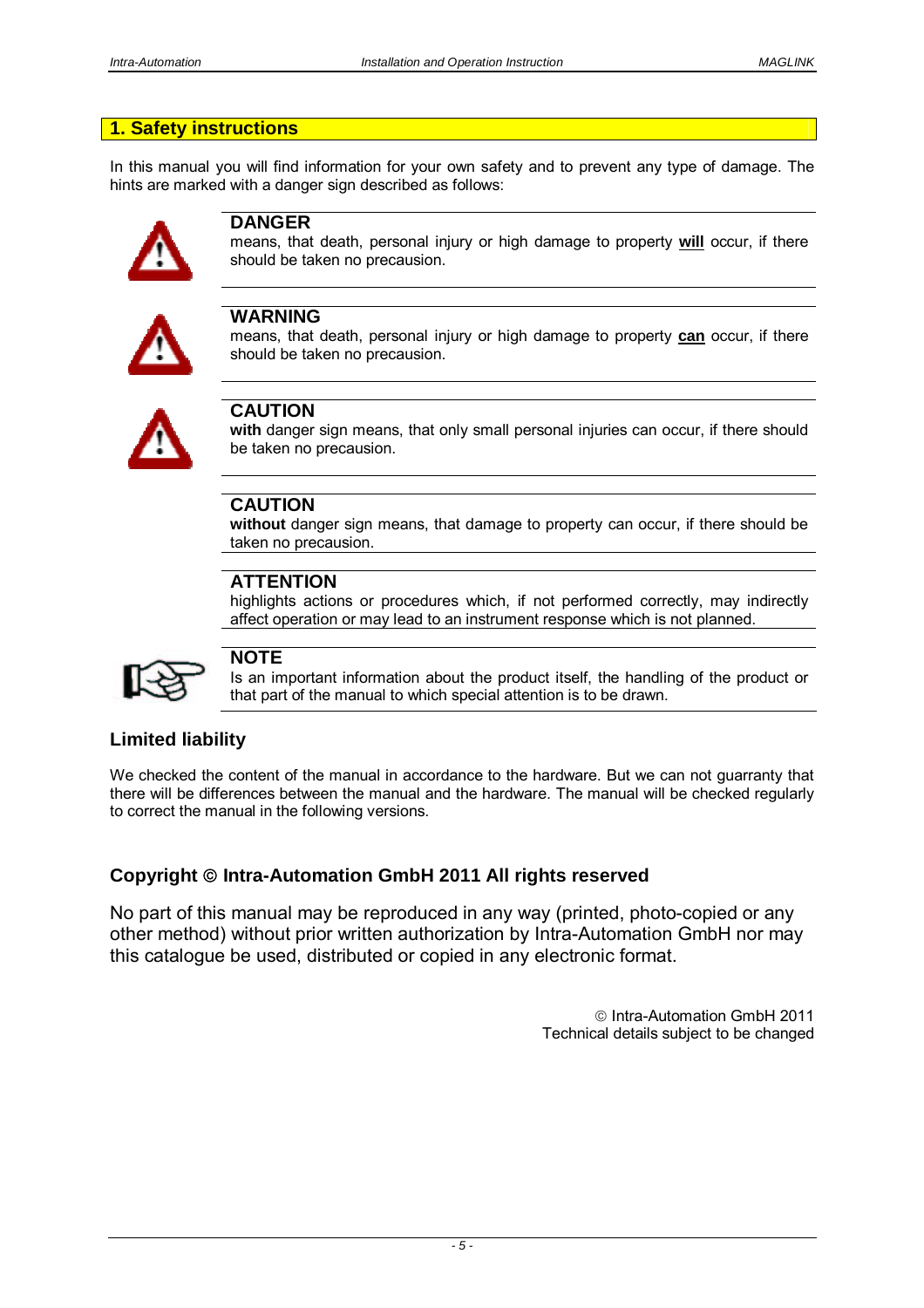## 1. Safety instructions

In this manual you will find information for your own safety and to prevent any type of damage. The hints are marked with a danger sign described as follows:

**DANGER**
means, that death, personal injury or high damage to property **will** occur, if there should be taken no precaution.

**WARNING**
means, that death, personal injury or high damage to property **can** occur, if there should be taken no precaution.

**CAUTION**
**with** danger sign means, that only small personal injuries can occur, if there should be taken no precaution.

**CAUTION**
**without** danger sign means, that damage to property can occur, if there should be taken no precaution.

**ATTENTION**
highlights actions or procedures which, if not performed correctly, may indirectly affect operation or may lead to an instrument response which is not planned.

**NOTE**
Is an important information about the product itself, the handling of the product or that part of the manual to which special attention is to be drawn.

### Limited liability

We checked the content of the manual in accordance to the hardware. But we can not guarranty that there will be differences between the manual and the hardware. The manual will be checked regularly to correct the manual in the following versions.

### Copyright © Intra-Automation GmbH 2011 All rights reserved

No part of this manual may be reproduced in any way (printed, photo-copied or any other method) without prior written authorization by Intra-Automation GmbH nor may this catalogue be used, distributed or copied in any electronic format.

© Intra-Automation GmbH 2011
Technical details subject to be changed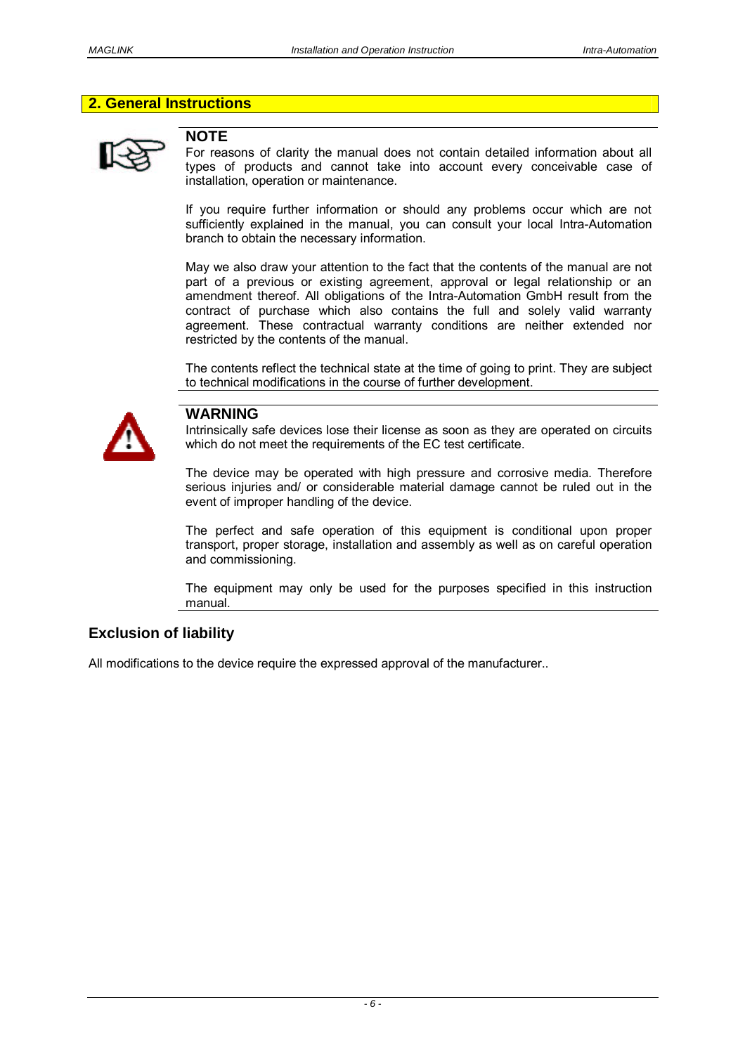## 2. General Instructions

### NOTE

For reasons of clarity the manual does not contain detailed information about all types of products and cannot take into account every conceivable case of installation, operation or maintenance.

If you require further information or should any problems occur which are not sufficiently explained in the manual, you can consult your local Intra-Automation branch to obtain the necessary information.

May we also draw your attention to the fact that the contents of the manual are not part of a previous or existing agreement, approval or legal relationship or an amendment thereof. All obligations of the Intra-Automation GmbH result from the contract of purchase which also contains the full and solely valid warranty agreement. These contractual warranty conditions are neither extended nor restricted by the contents of the manual.

The contents reflect the technical state at the time of going to print. They are subject to technical modifications in the course of further development.

### WARNING

Intrinsically safe devices lose their license as soon as they are operated on circuits which do not meet the requirements of the EC test certificate.

The device may be operated with high pressure and corrosive media. Therefore serious injuries and/ or considerable material damage cannot be ruled out in the event of improper handling of the device.

The perfect and safe operation of this equipment is conditional upon proper transport, proper storage, installation and assembly as well as on careful operation and commissioning.

The equipment may only be used for the purposes specified in this instruction manual.

### Exclusion of liability

All modifications to the device require the expressed approval of the manufacturer..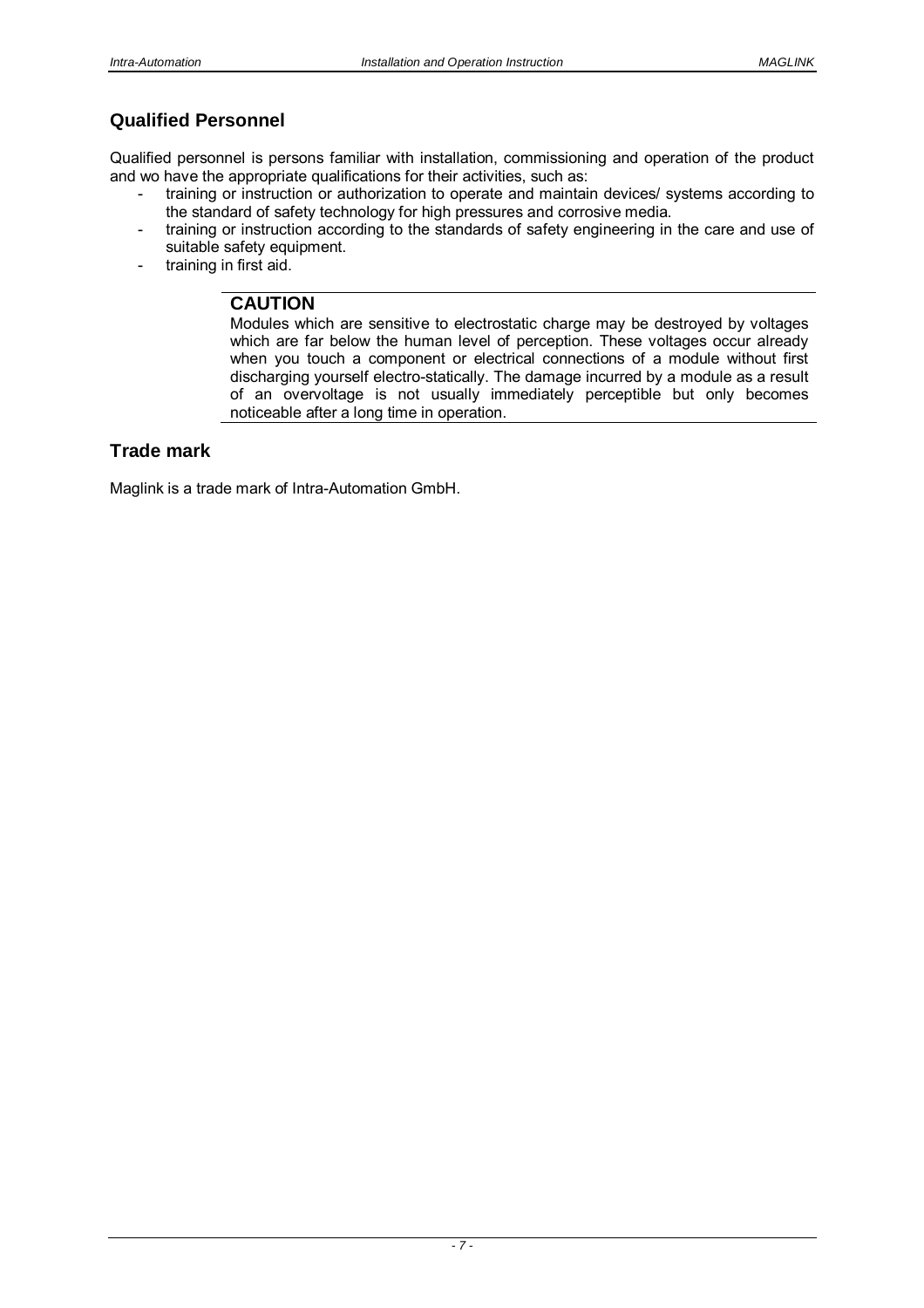## Qualified Personnel

Qualified personnel is persons familiar with installation, commissioning and operation of the product and wo have the appropriate qualifications for their activities, such as:

- training or instruction or authorization to operate and maintain devices/ systems according to the standard of safety technology for high pressures and corrosive media.
- training or instruction according to the standards of safety engineering in the care and use of suitable safety equipment.
- training in first aid.

> **CAUTION**
>
> Modules which are sensitive to electrostatic charge may be destroyed by voltages which are far below the human level of perception. These voltages occur already when you touch a component or electrical connections of a module without first discharging yourself electro-statically. The damage incurred by a module as a result of an overvoltage is not usually immediately perceptible but only becomes noticeable after a long time in operation.

## Trade mark

Maglink is a trade mark of Intra-Automation GmbH.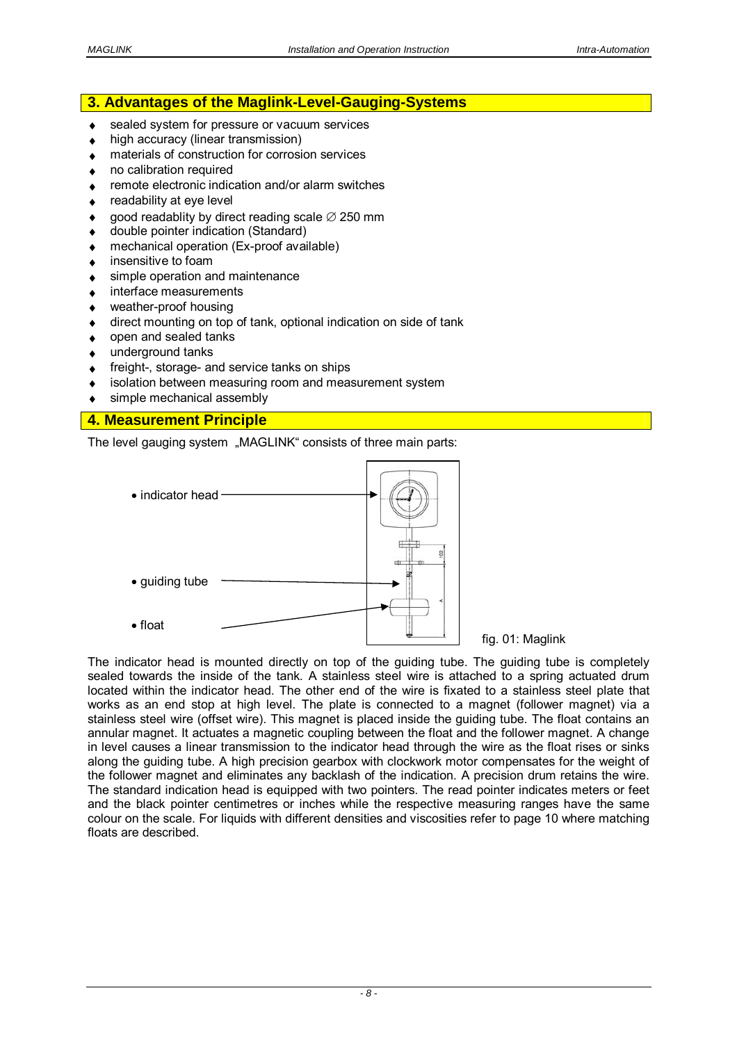## 3. Advantages of the Maglink-Level-Gauging-Systems

- sealed system for pressure or vacuum services
- high accuracy (linear transmission)
- materials of construction for corrosion services
- no calibration required
- remote electronic indication and/or alarm switches
- readability at eye level
- good readablity by direct reading scale ∅ 250 mm
- double pointer indication (Standard)
- mechanical operation (Ex-proof available)
- insensitive to foam
- simple operation and maintenance
- interface measurements
- weather-proof housing
- direct mounting on top of tank, optional indication on side of tank
- open and sealed tanks
- underground tanks
- freight-, storage- and service tanks on ships
- isolation between measuring room and measurement system
- simple mechanical assembly

## 4. Measurement Principle

The level gauging system „MAGLINK“ consists of three main parts:

- indicator head
- guiding tube
- float

fig. 01: Maglink

The indicator head is mounted directly on top of the guiding tube. The guiding tube is completely sealed towards the inside of the tank. A stainless steel wire is attached to a spring actuated drum located within the indicator head. The other end of the wire is fixated to a stainless steel plate that works as an end stop at high level. The plate is connected to a magnet (follower magnet) via a stainless steel wire (offset wire). This magnet is placed inside the guiding tube. The float contains an annular magnet. It actuates a magnetic coupling between the float and the follower magnet. A change in level causes a linear transmission to the indicator head through the wire as the float rises or sinks along the guiding tube. A high precision gearbox with clockwork motor compensates for the weight of the follower magnet and eliminates any backlash of the indication. A precision drum retains the wire. The standard indication head is equipped with two pointers. The read pointer indicates meters or feet and the black pointer centimetres or inches while the respective measuring ranges have the same colour on the scale. For liquids with different densities and viscosities refer to page 10 where matching floats are described.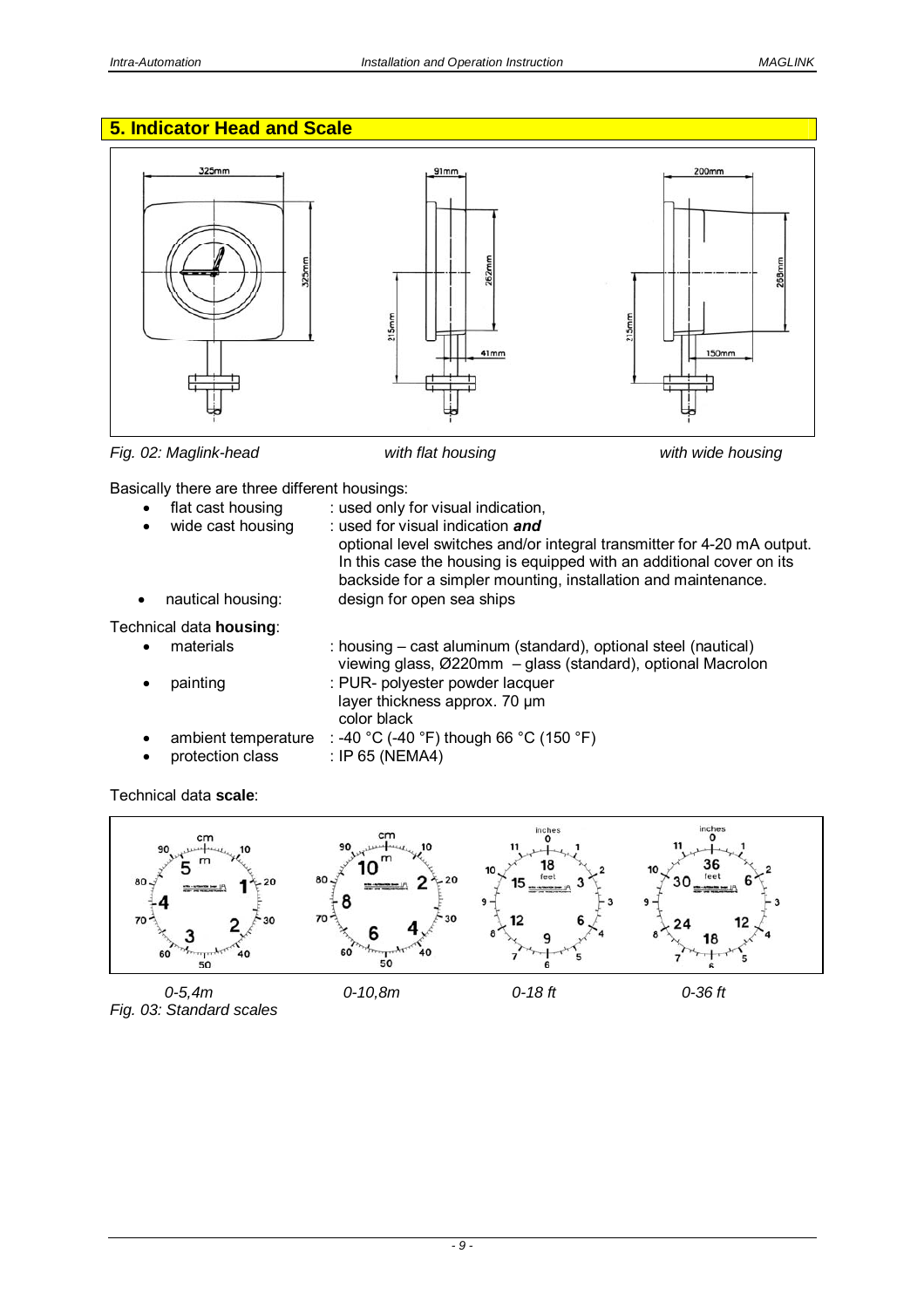# 5. Indicator Head and Scale

*Fig. 02: Maglink-head* *with flat housing* *with wide housing*

Basically there are three different housings:

- flat cast housing : used only for visual indication,
- wide cast housing : used for visual indication ***and*** optional level switches and/or integral transmitter for 4-20 mA output. In this case the housing is equipped with an additional cover on its backside for a simpler mounting, installation and maintenance.
- nautical housing: design for open sea ships

Technical data **housing**:

- materials : housing – cast aluminum (standard), optional steel (nautical) viewing glass, Ø220mm – glass (standard), optional Macrolon
- painting : PUR- polyester powder lacquer layer thickness approx. 70 µm color black
- ambient temperature : -40 °C (-40 °F) though 66 °C (150 °F)
- protection class : IP 65 (NEMA4)

Technical data **scale**:

*0-5,4m* *0-10,8m* *0-18 ft* *0-36 ft*

*Fig. 03: Standard scales*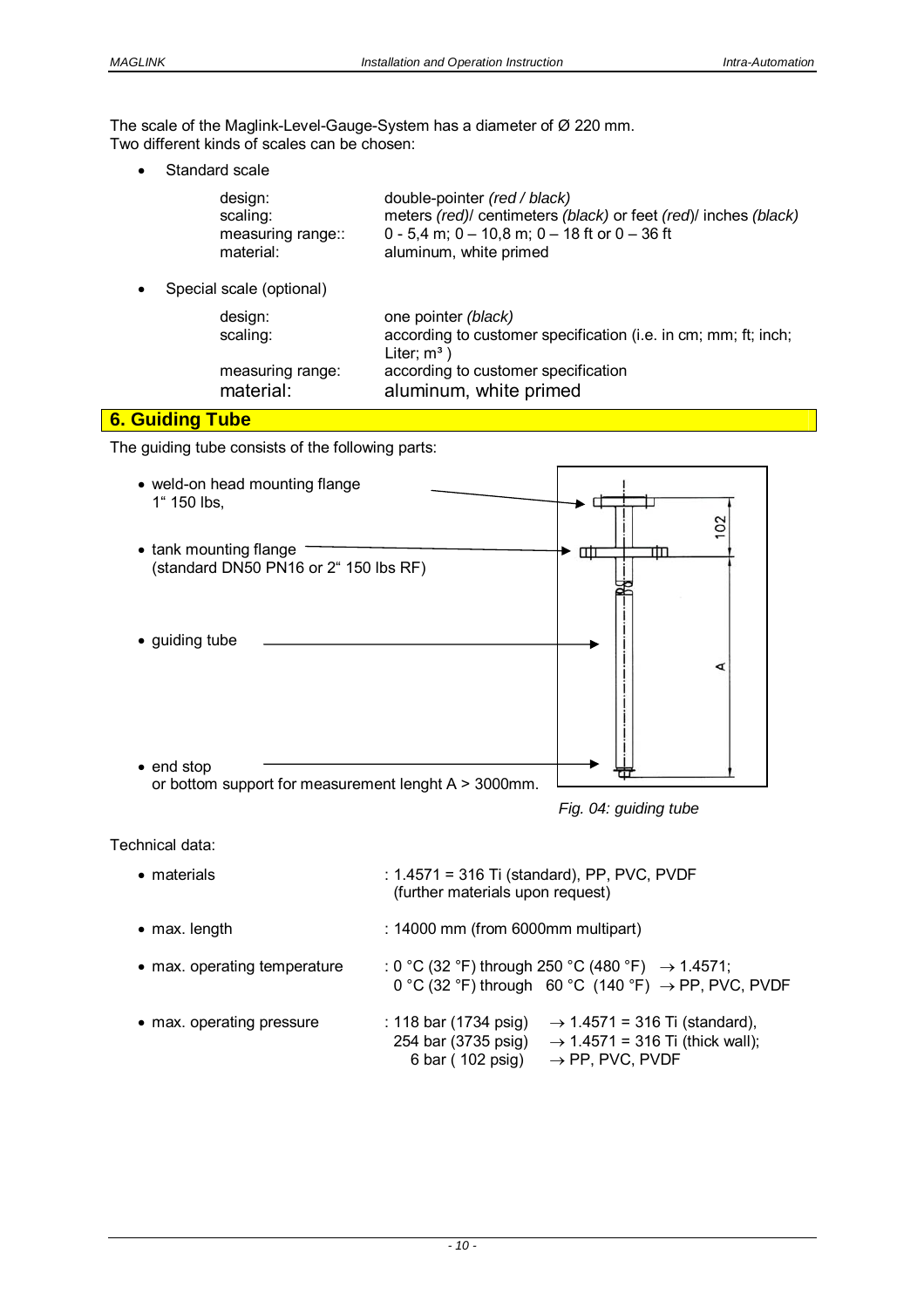The scale of the Maglink-Level-Gauge-System has a diameter of Ø 220 mm.
Two different kinds of scales can be chosen:

- Standard scale

| | |
|---|---|
| design: | double-pointer *(red / black)* |
| scaling: | meters *(red)*/ centimeters *(black)* or feet *(red)*/ inches *(black)* |
| measuring range:: | 0 - 5,4 m; 0 – 10,8 m; 0 – 18 ft or 0 – 36 ft |
| material: | aluminum, white primed |

- Special scale (optional)

| | |
|---|---|
| design: | one pointer *(black)* |
| scaling: | according to customer specification (i.e. in cm; mm; ft; inch; Liter; m³ ) |
| measuring range: | according to customer specification |
| material: | aluminum, white primed |

## 6. Guiding Tube

The guiding tube consists of the following parts:

- weld-on head mounting flange 1" 150 lbs,
- tank mounting flange (standard DN50 PN16 or 2" 150 lbs RF)
- guiding tube
- end stop or bottom support for measurement lenght A > 3000mm.

*Fig. 04: guiding tube*

Technical data:

| | |
|---|---|
| • materials | : 1.4571 = 316 Ti (standard), PP, PVC, PVDF (further materials upon request) |
| • max. length | : 14000 mm (from 6000mm multipart) |
| • max. operating temperature | : 0 °C (32 °F) through 250 °C (480 °F) → 1.4571; 0 °C (32 °F) through 60 °C (140 °F) → PP, PVC, PVDF |
| • max. operating pressure | : 118 bar (1734 psig) → 1.4571 = 316 Ti (standard), 254 bar (3735 psig) → 1.4571 = 316 Ti (thick wall); 6 bar ( 102 psig) → PP, PVC, PVDF |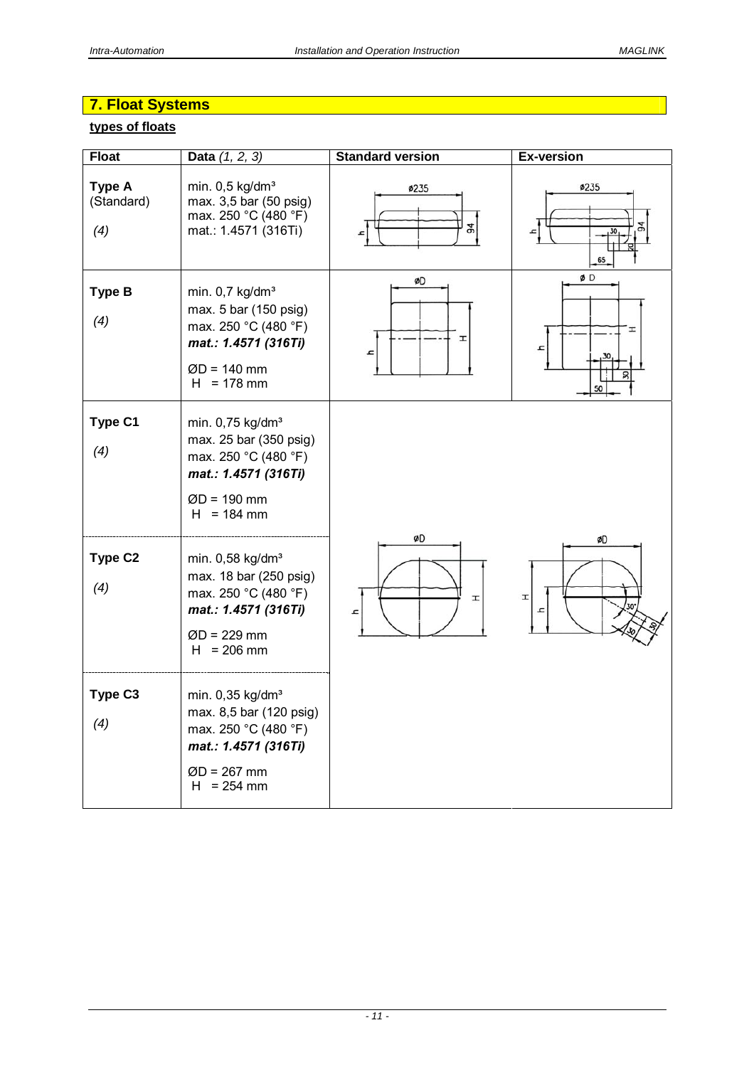## 7. Float Systems

**types of floats**

| Float | Data *(1, 2, 3)* | Standard version | Ex-version |
|---|---|---|---|
| **Type A** (Standard) *(4)* | min. 0,5 kg/dm³<br>max. 3,5 bar (50 psig)<br>max. 250 °C (480 °F)<br>mat.: 1.4571 (316Ti) | ø235, 94, h | ø235, 94, h, 30, 20, 65 |
| **Type B** *(4)* | min. 0,7 kg/dm³<br>max. 5 bar (150 psig)<br>max. 250 °C (480 °F)<br>***mat.: 1.4571 (316Ti)***<br>ØD = 140 mm<br>H = 178 mm | øD, H, h | ø D, H, h, 30, 30, 50 |
| **Type C1** *(4)* | min. 0,75 kg/dm³<br>max. 25 bar (350 psig)<br>max. 250 °C (480 °F)<br>***mat.: 1.4571 (316Ti)***<br>ØD = 190 mm<br>H = 184 mm | øD, H, h | øD, H, h, 30°, 30, 30 |
| **Type C2** *(4)* | min. 0,58 kg/dm³<br>max. 18 bar (250 psig)<br>max. 250 °C (480 °F)<br>***mat.: 1.4571 (316Ti)***<br>ØD = 229 mm<br>H = 206 mm | | |
| **Type C3** *(4)* | min. 0,35 kg/dm³<br>max. 8,5 bar (120 psig)<br>max. 250 °C (480 °F)<br>***mat.: 1.4571 (316Ti)***<br>ØD = 267 mm<br>H = 254 mm | | |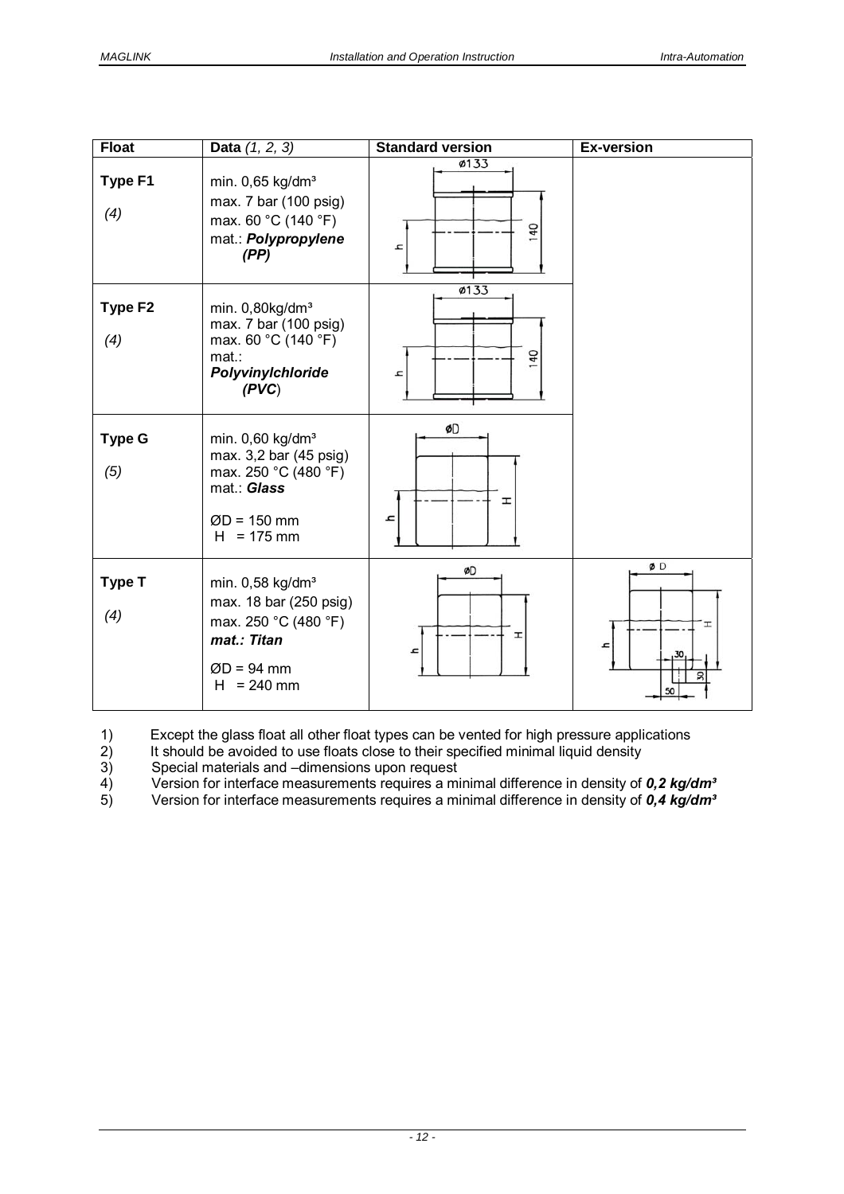| Float | Data *(1, 2, 3)* | Standard version | Ex-version |
|---|---|---|---|
| **Type F1**<br>*(4)* | min. 0,65 kg/dm³<br>max. 7 bar (100 psig)<br>max. 60 °C (140 °F)<br>mat.: ***Polypropylene (PP)*** | Ø133, 140, h | |
| **Type F2**<br>*(4)* | min. 0,80kg/dm³<br>max. 7 bar (100 psig)<br>max. 60 °C (140 °F)<br>mat.: ***Polyvinylchloride (PVC)*** | Ø133, 140, h | |
| **Type G**<br>*(5)* | min. 0,60 kg/dm³<br>max. 3,2 bar (45 psig)<br>max. 250 °C (480 °F)<br>mat.: ***Glass***<br>ØD = 150 mm<br>H = 175 mm | ØD, H, h | |
| **Type T**<br>*(4)* | min. 0,58 kg/dm³<br>max. 18 bar (250 psig)<br>max. 250 °C (480 °F)<br>***mat.: Titan***<br>ØD = 94 mm<br>H = 240 mm | ØD, H, h | ØD, H, h, 30, 30, 50 |

1) Except the glass float all other float types can be vented for high pressure applications
2) It should be avoided to use floats close to their specified minimal liquid density
3) Special materials and –dimensions upon request
4) Version for interface measurements requires a minimal difference in density of ***0,2 kg/dm³***
5) Version for interface measurements requires a minimal difference in density of ***0,4 kg/dm³***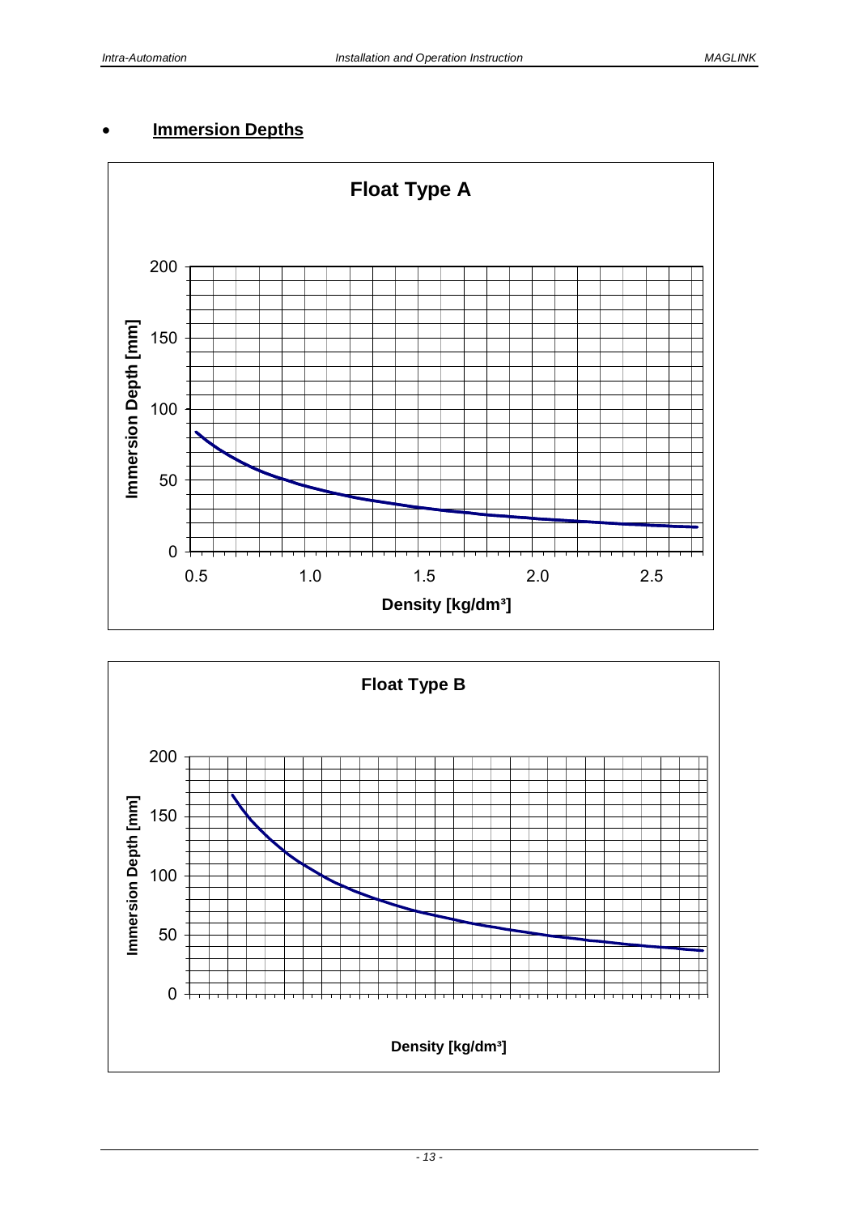- **Immersion Depths**

**Float Type A**

Immersion Depth [mm]

0, 50, 100, 150, 200

0.5, 1.0, 1.5, 2.0, 2.5

Density [kg/dm³]

**Float Type B**

Immersion Depth [mm]

0, 50, 100, 150, 200

Density [kg/dm³]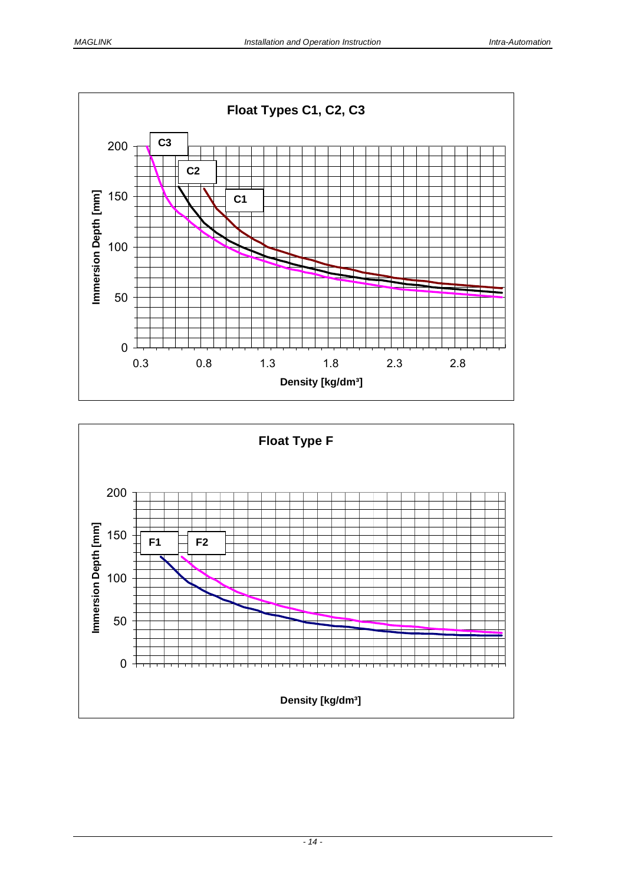**Float Types C1, C2, C3**

Immersion Depth [mm] vs. Density [kg/dm³] — curves C1, C2, C3

**Float Type F**

Immersion Depth [mm] vs. Density [kg/dm³] — curves F1, F2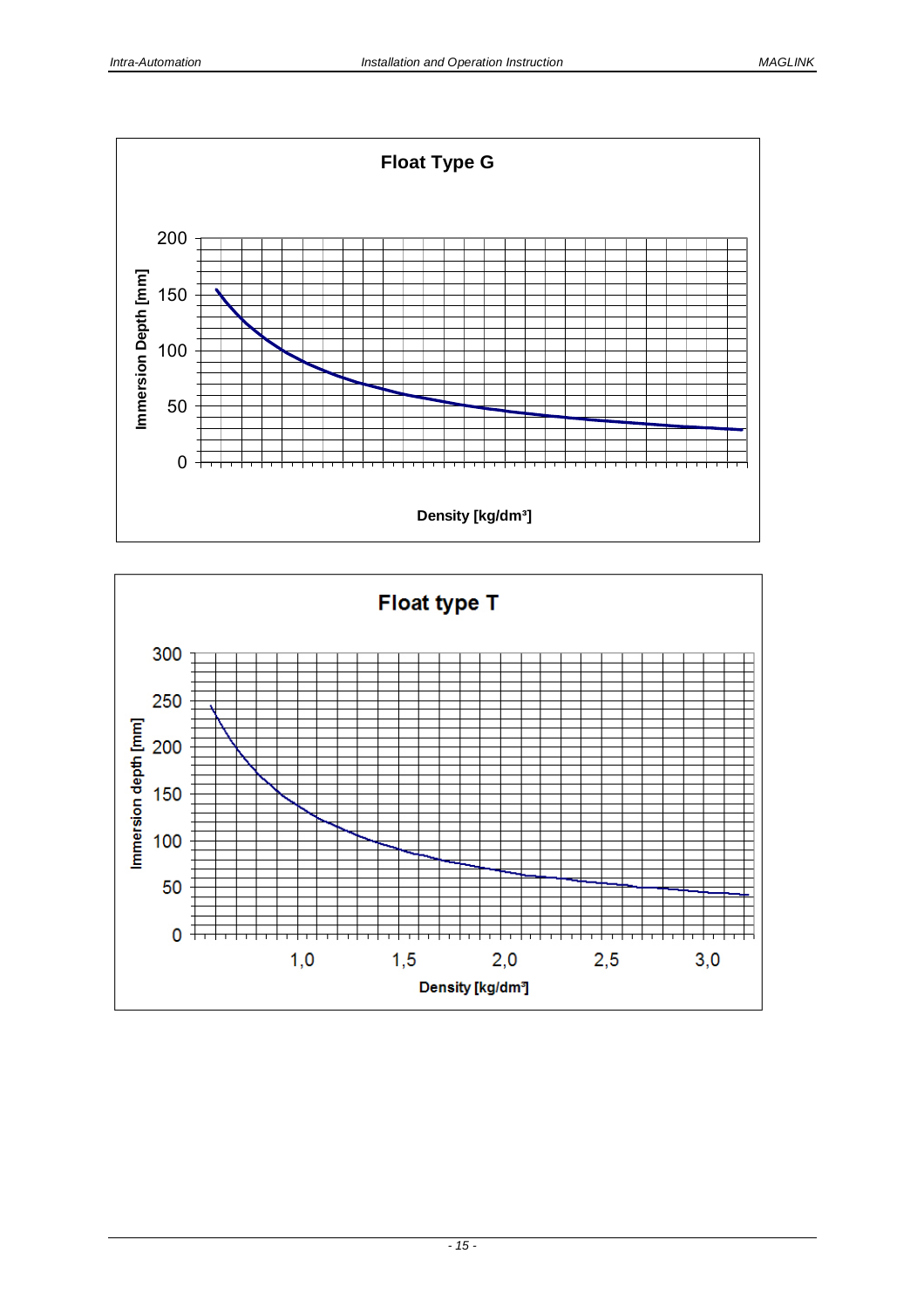**Float Type G**

Immersion Depth [mm]: 0, 50, 100, 150, 200

Density [kg/dm³]

**Float type T**

Immersion depth [mm]: 0, 50, 100, 150, 200, 250, 300

Density [kg/dm³]: 1,0, 1,5, 2,0, 2,5, 3,0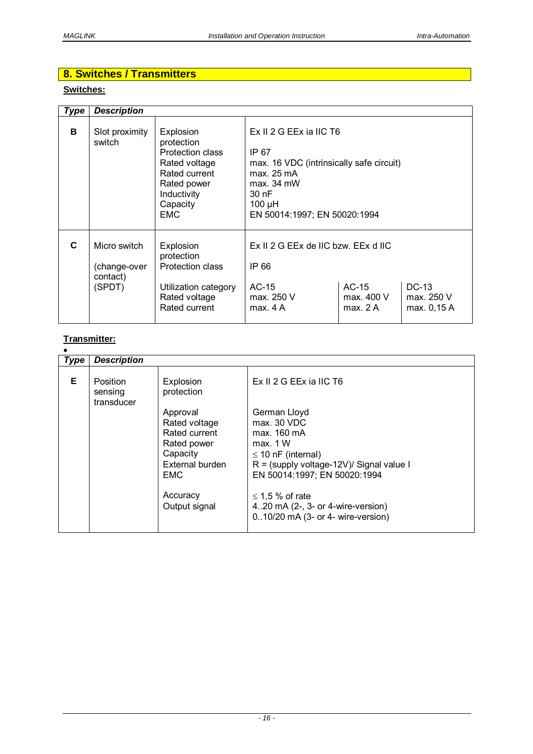## 8. Switches / Transmitters

**Switches:**

| Type | Description | | | | |
|---|---|---|---|---|---|
| **B** | Slot proximity switch | Explosion protection<br>Protection class<br>Rated voltage<br>Rated current<br>Rated power<br>Inductivity<br>Capacity<br>EMC | Ex II 2 G EEx ia IIC T6<br><br>IP 67<br>max. 16 VDC (intrinsically safe circuit)<br>max. 25 mA<br>max. 34 mW<br>30 nF<br>100 µH<br>EN 50014:1997; EN 50020:1994 | | |
| **C** | Micro switch<br><br>(change-over contact)<br>(SPDT) | Explosion protection<br>Protection class<br><br>Utilization category<br>Rated voltage<br>Rated current | Ex II 2 G EEx de IIC bzw. EEx d IIC<br><br>IP 66<br><br>AC-15<br>max. 250 V<br>max. 4 A | <br><br><br><br>AC-15<br>max. 400 V<br>max. 2 A | <br><br><br><br>DC-13<br>max. 250 V<br>max. 0,15 A |

**Transmitter:**

•

| Type | Description | | |
|---|---|---|---|
| **E** | Position sensing transducer | Explosion protection<br><br>Approval<br>Rated voltage<br>Rated current<br>Rated power<br>Capacity<br>External burden<br>EMC<br><br>Accuracy<br>Output signal | Ex II 2 G EEx ia IIC T6<br><br>German Lloyd<br>max. 30 VDC<br>max. 160 mA<br>max. 1 W<br>≤ 10 nF (internal)<br>R = (supply voltage-12V)/ Signal value I<br>EN 50014:1997; EN 50020:1994<br><br>≤ 1,5 % of rate<br>4..20 mA (2-, 3- or 4-wire-version)<br>0..10/20 mA (3- or 4- wire-version) |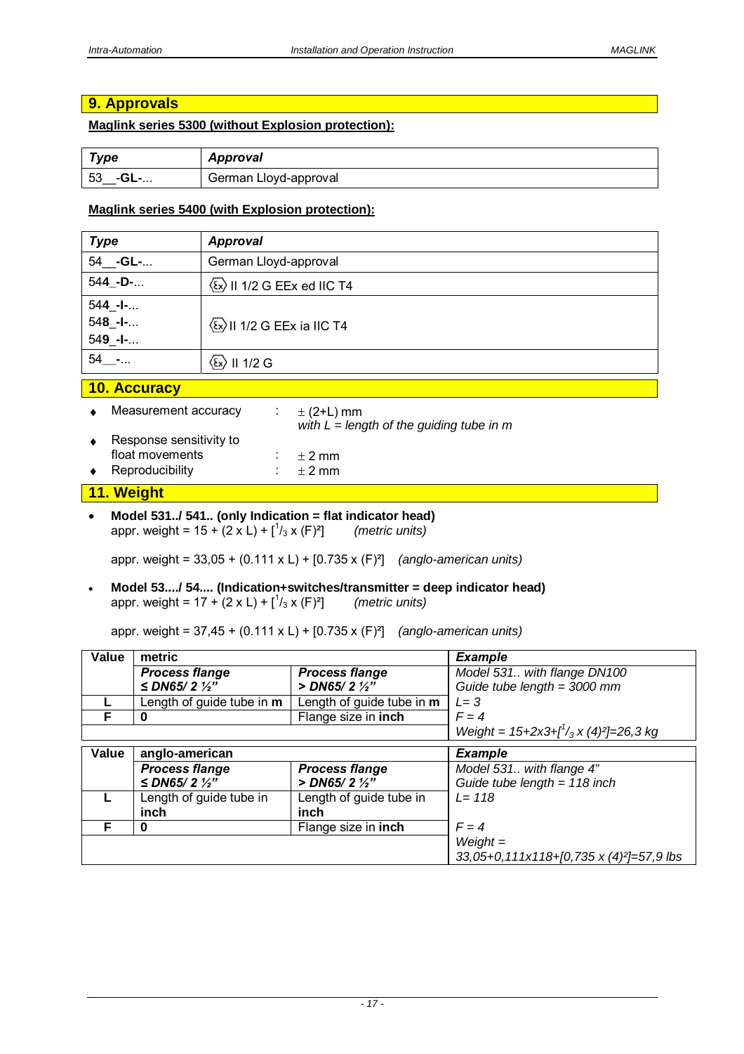## 9. Approvals

**Maglink series 5300 (without Explosion protection):**

| *Type* | *Approval* |
|---|---|
| 53__-**GL-**... | German Lloyd-approval |

**Maglink series 5400 (with Explosion protection):**

| *Type* | *Approval* |
|---|---|
| 54__-**GL-**... | German Lloyd-approval |
| 544_-**D-**... | ⟨Ex⟩ II 1/2 G EEx ed IIC T4 |
| 544_-**I-**...<br>548_-**I-**...<br>549_-**I-**... | ⟨Ex⟩ II 1/2 G EEx ia IIC T4 |
| 54__-... | ⟨Ex⟩ II 1/2 G |

## 10. Accuracy

- Measurement accuracy : ± (2+L) mm
  *with L = length of the guiding tube in m*
- Response sensitivity to float movements : ± 2 mm
- Reproducibility : ± 2 mm

## 11. Weight

- **Model 531../ 541.. (only Indication = flat indicator head)**
  appr. weight = 15 + (2 x L) + [$^1/_3$ x (F)²] *(metric units)*

  appr. weight = 33,05 + (0.111 x L) + [0.735 x (F)²] *(anglo-american units)*

- **Model 53..../ 54.... (Indication+switches/transmitter = deep indicator head)**
  appr. weight = 17 + (2 x L) + [$^1/_3$ x (F)²] *(metric units)*

  appr. weight = 37,45 + (0.111 x L) + [0.735 x (F)²] *(anglo-american units)*

| Value | metric | | *Example* |
|---|---|---|---|
| | ***Process flange ≤ DN65/ 2 ½"*** | ***Process flange > DN65/ 2 ½"*** | *Model 531.. with flange DN100*<br>*Guide tube length = 3000 mm* |
| **L** | Length of guide tube in **m** | Length of guide tube in **m** | *L= 3* |
| **F** | **0** | Flange size in **inch** | *F = 4* |
| | | | *Weight = 15+2x3+[$^1/_3$ x (4)²]=26,3 kg* |

| Value | anglo-american | | *Example* |
|---|---|---|---|
| | ***Process flange ≤ DN65/ 2 ½"*** | ***Process flange > DN65/ 2 ½"*** | *Model 531.. with flange 4"*<br>*Guide tube length = 118 inch* |
| **L** | Length of guide tube in **inch** | Length of guide tube in **inch** | *L= 118* |
| **F** | **0** | Flange size in **inch** | *F = 4* |
| | | | *Weight = 33,05+0,111x118+[0,735 x (4)²]=57,9 lbs* |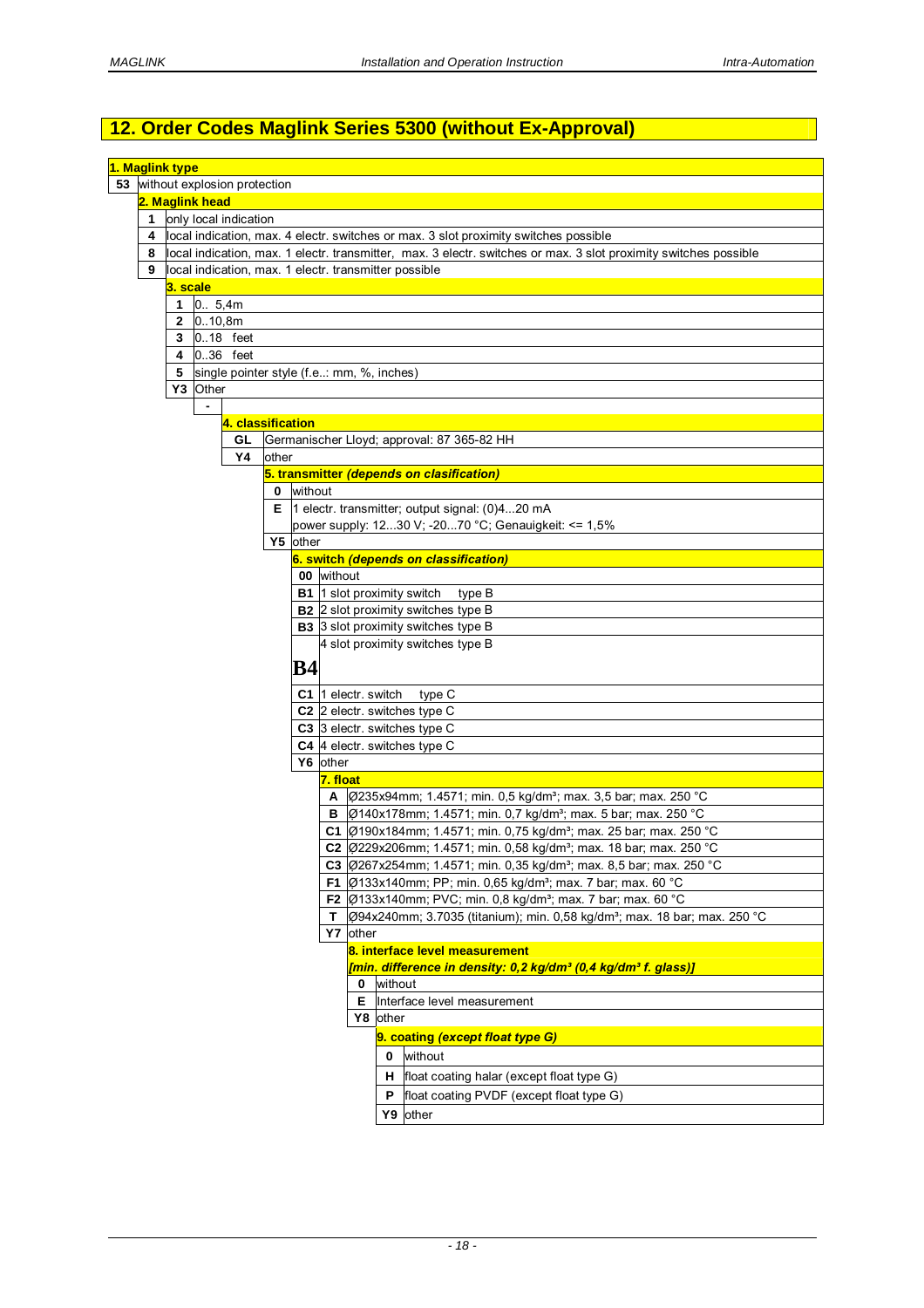## 12. Order Codes Maglink Series 5300 (without Ex-Approval)

**1. Maglink type**

| Code | Description |
|---|---|
| 53 | without explosion protection |

**2. Maglink head**

| Code | Description |
|---|---|
| 1 | only local indication |
| 4 | local indication, max. 4 electr. switches or max. 3 slot proximity switches possible |
| 8 | local indication, max. 1 electr. transmitter, max. 3 electr. switches or max. 3 slot proximity switches possible |
| 9 | local indication, max. 1 electr. transmitter possible |

**3. scale**

| Code | Description |
|---|---|
| 1 | 0.. 5,4m |
| 2 | 0..10,8m |
| 3 | 0..18 feet |
| 4 | 0..36 feet |
| 5 | single pointer style (f.e..: mm, %, inches) |
| Y3 | Other |
| - | |

**4. classification**

| Code | Description |
|---|---|
| GL | Germanischer Lloyd; approval: 87 365-82 HH |
| Y4 | other |

**5. transmitter *(depends on clasification)***

| Code | Description |
|---|---|
| 0 | without |
| E | 1 electr. transmitter; output signal: (0)4...20 mA<br>power supply: 12...30 V; -20...70 °C; Genauigkeit: <= 1,5% |
| Y5 | other |

**6. switch *(depends on classification)***

| Code | Description |
|---|---|
| 00 | without |
| B1 | 1 slot proximity switch type B |
| B2 | 2 slot proximity switches type B |
| B3 | 3 slot proximity switches type B |
| B4 | 4 slot proximity switches type B |
| C1 | 1 electr. switch type C |
| C2 | 2 electr. switches type C |
| C3 | 3 electr. switches type C |
| C4 | 4 electr. switches type C |
| Y6 | other |

**7. float**

| Code | Description |
|---|---|
| A | Ø235x94mm; 1.4571; min. 0,5 kg/dm³; max. 3,5 bar; max. 250 °C |
| B | Ø140x178mm; 1.4571; min. 0,7 kg/dm³; max. 5 bar; max. 250 °C |
| C1 | Ø190x184mm; 1.4571; min. 0,75 kg/dm³; max. 25 bar; max. 250 °C |
| C2 | Ø229x206mm; 1.4571; min. 0,58 kg/dm³; max. 18 bar; max. 250 °C |
| C3 | Ø267x254mm; 1.4571; min. 0,35 kg/dm³; max. 8,5 bar; max. 250 °C |
| F1 | Ø133x140mm; PP; min. 0,65 kg/dm³; max. 7 bar; max. 60 °C |
| F2 | Ø133x140mm; PVC; min. 0,8 kg/dm³; max. 7 bar; max. 60 °C |
| T | Ø94x240mm; 3.7035 (titanium); min. 0,58 kg/dm³; max. 18 bar; max. 250 °C |
| Y7 | other |

**8. interface level measurement**
***[min. difference in density: 0,2 kg/dm³ (0,4 kg/dm³ f. glass)]***

| Code | Description |
|---|---|
| 0 | without |
| E | Interface level measurement |
| Y8 | other |

**9. coating *(except float type G)***

| Code | Description |
|---|---|
| 0 | without |
| H | float coating halar (except float type G) |
| P | float coating PVDF (except float type G) |
| Y9 | other |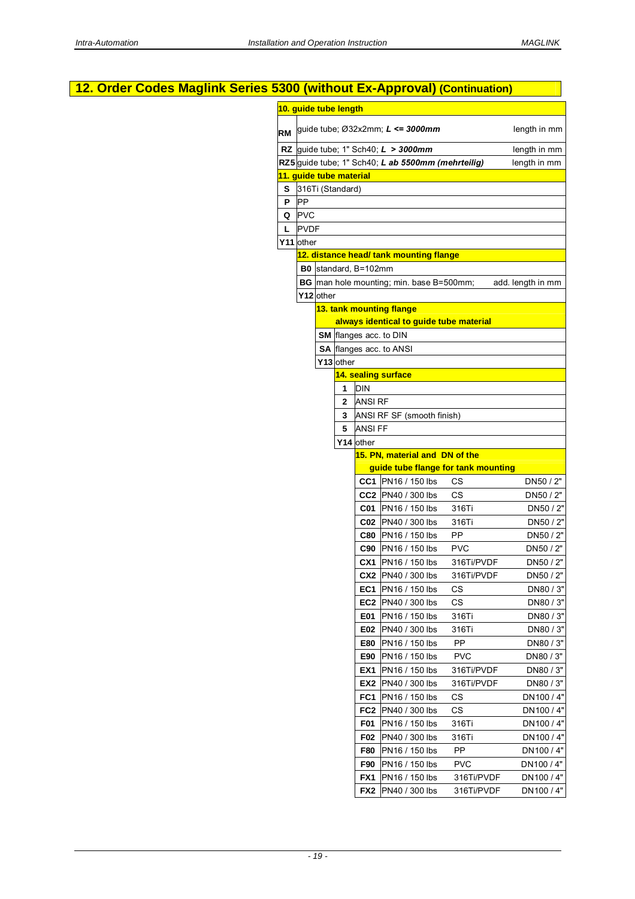## 12. Order Codes Maglink Series 5300 (without Ex-Approval) (Continuation)

**10. guide tube length**

| Code | Description | |
|---|---|---|
| RM | guide tube; Ø32x2mm; ***L <= 3000mm*** | length in mm |
| RZ | guide tube; 1" Sch40; ***L > 3000mm*** | length in mm |
| RZ5 | guide tube; 1" Sch40; ***L ab 5500mm (mehrteilig)*** | length in mm |

**11. guide tube material**

| Code | Description |
|---|---|
| S | 316Ti (Standard) |
| P | PP |
| Q | PVC |
| L | PVDF |
| Y11 | other |

**12. distance head/ tank mounting flange**

| Code | Description | |
|---|---|---|
| B0 | standard, B=102mm | |
| BG | man hole mounting; min. base B=500mm; | add. length in mm |
| Y12 | other | |

**13. tank mounting flange**
**always identical to guide tube material**

| Code | Description |
|---|---|
| SM | flanges acc. to DIN |
| SA | flanges acc. to ANSI |
| Y13 | other |

**14. sealing surface**

| Code | Description |
|---|---|
| 1 | DIN |
| 2 | ANSI RF |
| 3 | ANSI RF SF (smooth finish) |
| 5 | ANSI FF |
| Y14 | other |

**15. PN, material and DN of the guide tube flange for tank mounting**

| Code | PN | Material | DN |
|---|---|---|---|
| CC1 | PN16 / 150 lbs | CS | DN50 / 2" |
| CC2 | PN40 / 300 lbs | CS | DN50 / 2" |
| C01 | PN16 / 150 lbs | 316Ti | DN50 / 2" |
| C02 | PN40 / 300 lbs | 316Ti | DN50 / 2" |
| C80 | PN16 / 150 lbs | PP | DN50 / 2" |
| C90 | PN16 / 150 lbs | PVC | DN50 / 2" |
| CX1 | PN16 / 150 lbs | 316Ti/PVDF | DN50 / 2" |
| CX2 | PN40 / 300 lbs | 316Ti/PVDF | DN50 / 2" |
| EC1 | PN16 / 150 lbs | CS | DN80 / 3" |
| EC2 | PN40 / 300 lbs | CS | DN80 / 3" |
| E01 | PN16 / 150 lbs | 316Ti | DN80 / 3" |
| E02 | PN40 / 300 lbs | 316Ti | DN80 / 3" |
| E80 | PN16 / 150 lbs | PP | DN80 / 3" |
| E90 | PN16 / 150 lbs | PVC | DN80 / 3" |
| EX1 | PN16 / 150 lbs | 316Ti/PVDF | DN80 / 3" |
| EX2 | PN40 / 300 lbs | 316Ti/PVDF | DN80 / 3" |
| FC1 | PN16 / 150 lbs | CS | DN100 / 4" |
| FC2 | PN40 / 300 lbs | CS | DN100 / 4" |
| F01 | PN16 / 150 lbs | 316Ti | DN100 / 4" |
| F02 | PN40 / 300 lbs | 316Ti | DN100 / 4" |
| F80 | PN16 / 150 lbs | PP | DN100 / 4" |
| F90 | PN16 / 150 lbs | PVC | DN100 / 4" |
| FX1 | PN16 / 150 lbs | 316Ti/PVDF | DN100 / 4" |
| FX2 | PN40 / 300 lbs | 316Ti/PVDF | DN100 / 4" |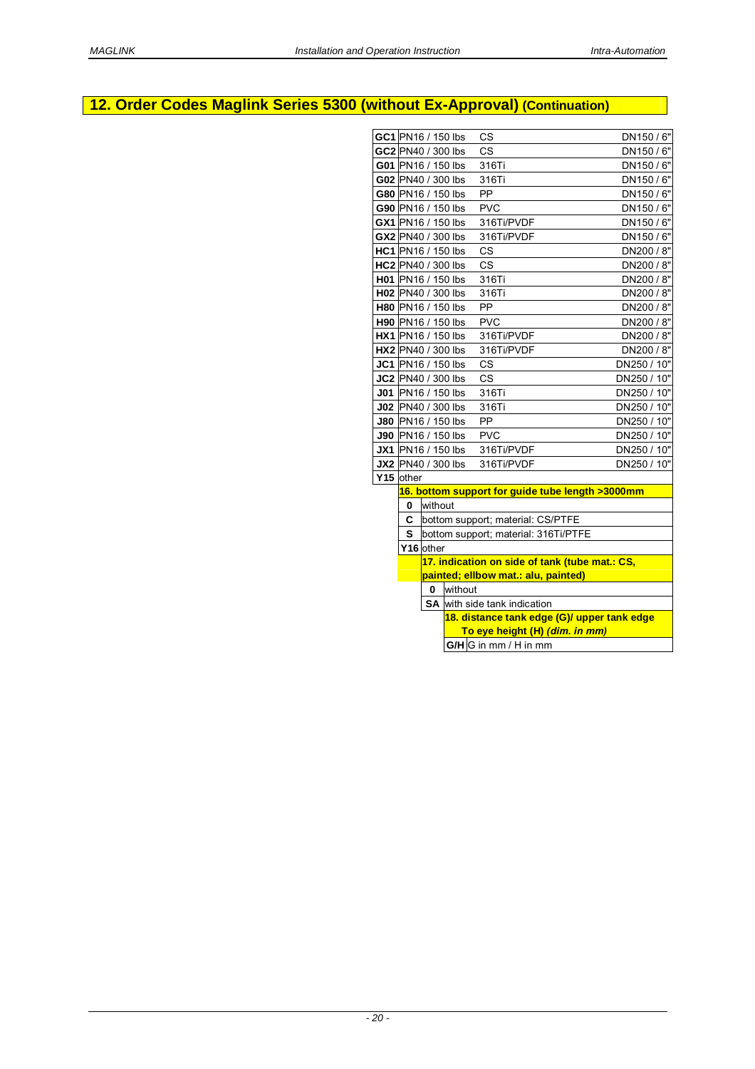## 12. Order Codes Maglink Series 5300 (without Ex-Approval) (Continuation)

| Code | Pressure | Material | Size |
|---|---|---|---|
| **GC1** | PN16 / 150 lbs | CS | DN150 / 6" |
| **GC2** | PN40 / 300 lbs | CS | DN150 / 6" |
| **G01** | PN16 / 150 lbs | 316Ti | DN150 / 6" |
| **G02** | PN40 / 300 lbs | 316Ti | DN150 / 6" |
| **G80** | PN16 / 150 lbs | PP | DN150 / 6" |
| **G90** | PN16 / 150 lbs | PVC | DN150 / 6" |
| **GX1** | PN16 / 150 lbs | 316Ti/PVDF | DN150 / 6" |
| **GX2** | PN40 / 300 lbs | 316Ti/PVDF | DN150 / 6" |
| **HC1** | PN16 / 150 lbs | CS | DN200 / 8" |
| **HC2** | PN40 / 300 lbs | CS | DN200 / 8" |
| **H01** | PN16 / 150 lbs | 316Ti | DN200 / 8" |
| **H02** | PN40 / 300 lbs | 316Ti | DN200 / 8" |
| **H80** | PN16 / 150 lbs | PP | DN200 / 8" |
| **H90** | PN16 / 150 lbs | PVC | DN200 / 8" |
| **HX1** | PN16 / 150 lbs | 316Ti/PVDF | DN200 / 8" |
| **HX2** | PN40 / 300 lbs | 316Ti/PVDF | DN200 / 8" |
| **JC1** | PN16 / 150 lbs | CS | DN250 / 10" |
| **JC2** | PN40 / 300 lbs | CS | DN250 / 10" |
| **J01** | PN16 / 150 lbs | 316Ti | DN250 / 10" |
| **J02** | PN40 / 300 lbs | 316Ti | DN250 / 10" |
| **J80** | PN16 / 150 lbs | PP | DN250 / 10" |
| **J90** | PN16 / 150 lbs | PVC | DN250 / 10" |
| **JX1** | PN16 / 150 lbs | 316Ti/PVDF | DN250 / 10" |
| **JX2** | PN40 / 300 lbs | 316Ti/PVDF | DN250 / 10" |
| **Y15** | other | | |

**16. bottom support for guide tube length >3000mm**

| Code | Description |
|---|---|
| **0** | without |
| **C** | bottom support; material: CS/PTFE |
| **S** | bottom support; material: 316Ti/PTFE |
| **Y16** | other |

**17. indication on side of tank (tube mat.: CS, painted; ellbow mat.: alu, painted)**

| Code | Description |
|---|---|
| **0** | without |
| **SA** | with side tank indication |

**18. distance tank edge (G)/ upper tank edge To eye height (H) *(dim. in mm)***

| Code | Description |
|---|---|
| **G/H** | G in mm / H in mm |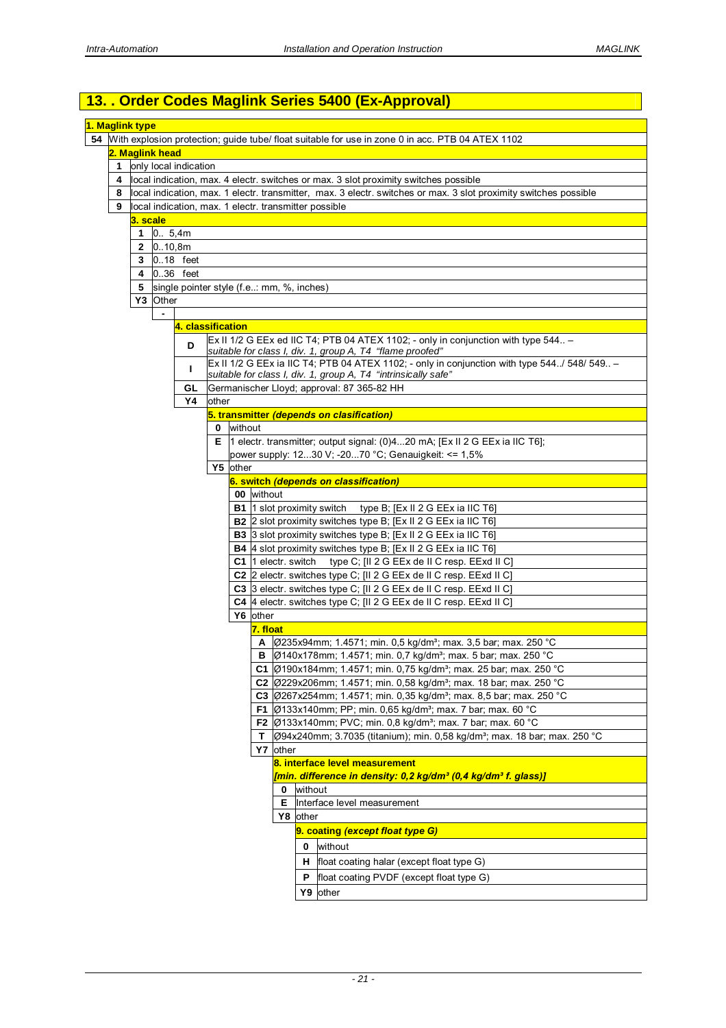## 13. . Order Codes Maglink Series 5400 (Ex-Approval)

**1. Maglink type**

| Code | Description |
|---|---|
| 54 | With explosion protection; guide tube/ float suitable for use in zone 0 in acc. PTB 04 ATEX 1102 |

**2. Maglink head**

| Code | Description |
|---|---|
| 1 | only local indication |
| 4 | local indication, max. 4 electr. switches or max. 3 slot proximity switches possible |
| 8 | local indication, max. 1 electr. transmitter, max. 3 electr. switches or max. 3 slot proximity switches possible |
| 9 | local indication, max. 1 electr. transmitter possible |

**3. scale**

| Code | Description |
|---|---|
| 1 | 0.. 5,4m |
| 2 | 0..10,8m |
| 3 | 0..18 feet |
| 4 | 0..36 feet |
| 5 | single pointer style (f.e..: mm, %, inches) |
| Y3 | Other |
| - | |

**4. classification**

| Code | Description |
|---|---|
| D | Ex II 1/2 G EEx ed IIC T4; PTB 04 ATEX 1102; - only in conjunction with type 544.. – *suitable for class I, div. 1, group A, T4 "flame proofed"* |
| I | Ex II 1/2 G EEx ia IIC T4; PTB 04 ATEX 1102; - only in conjunction with type 544../ 548/ 549.. – *suitable for class I, div. 1, group A, T4 "intrinsically safe"* |
| GL | Germanischer Lloyd; approval: 87 365-82 HH |
| Y4 | other |

**5. transmitter *(depends on clasification)***

| Code | Description |
|---|---|
| 0 | without |
| E | 1 electr. transmitter; output signal: (0)4...20 mA; [Ex II 2 G EEx ia IIC T6]; power supply: 12...30 V; -20...70 °C; Genauigkeit: <= 1,5% |
| Y5 | other |

**6. switch *(depends on classification)***

| Code | Description |
|---|---|
| 00 | without |
| B1 | 1 slot proximity switch type B; [Ex II 2 G EEx ia IIC T6] |
| B2 | 2 slot proximity switches type B; [Ex II 2 G EEx ia IIC T6] |
| B3 | 3 slot proximity switches type B; [Ex II 2 G EEx ia IIC T6] |
| B4 | 4 slot proximity switches type B; [Ex II 2 G EEx ia IIC T6] |
| C1 | 1 electr. switch type C; [II 2 G EEx de II C resp. EExd II C] |
| C2 | 2 electr. switches type C; [II 2 G EEx de II C resp. EExd II C] |
| C3 | 3 electr. switches type C; [II 2 G EEx de II C resp. EExd II C] |
| C4 | 4 electr. switches type C; [II 2 G EEx de II C resp. EExd II C] |
| Y6 | other |

**7. float**

| Code | Description |
|---|---|
| A | Ø235x94mm; 1.4571; min. 0,5 kg/dm³; max. 3,5 bar; max. 250 °C |
| B | Ø140x178mm; 1.4571; min. 0,7 kg/dm³; max. 5 bar; max. 250 °C |
| C1 | Ø190x184mm; 1.4571; min. 0,75 kg/dm³; max. 25 bar; max. 250 °C |
| C2 | Ø229x206mm; 1.4571; min. 0,58 kg/dm³; max. 18 bar; max. 250 °C |
| C3 | Ø267x254mm; 1.4571; min. 0,35 kg/dm³; max. 8,5 bar; max. 250 °C |
| F1 | Ø133x140mm; PP; min. 0,65 kg/dm³; max. 7 bar; max. 60 °C |
| F2 | Ø133x140mm; PVC; min. 0,8 kg/dm³; max. 7 bar; max. 60 °C |
| T | Ø94x240mm; 3.7035 (titanium); min. 0,58 kg/dm³; max. 18 bar; max. 250 °C |
| Y7 | other |

**8. interface level measurement**
***[min. difference in density: 0,2 kg/dm³ (0,4 kg/dm³ f. glass)]***

| Code | Description |
|---|---|
| 0 | without |
| E | Interface level measurement |
| Y8 | other |

**9. coating *(except float type G)***

| Code | Description |
|---|---|
| 0 | without |
| H | float coating halar (except float type G) |
| P | float coating PVDF (except float type G) |
| Y9 | other |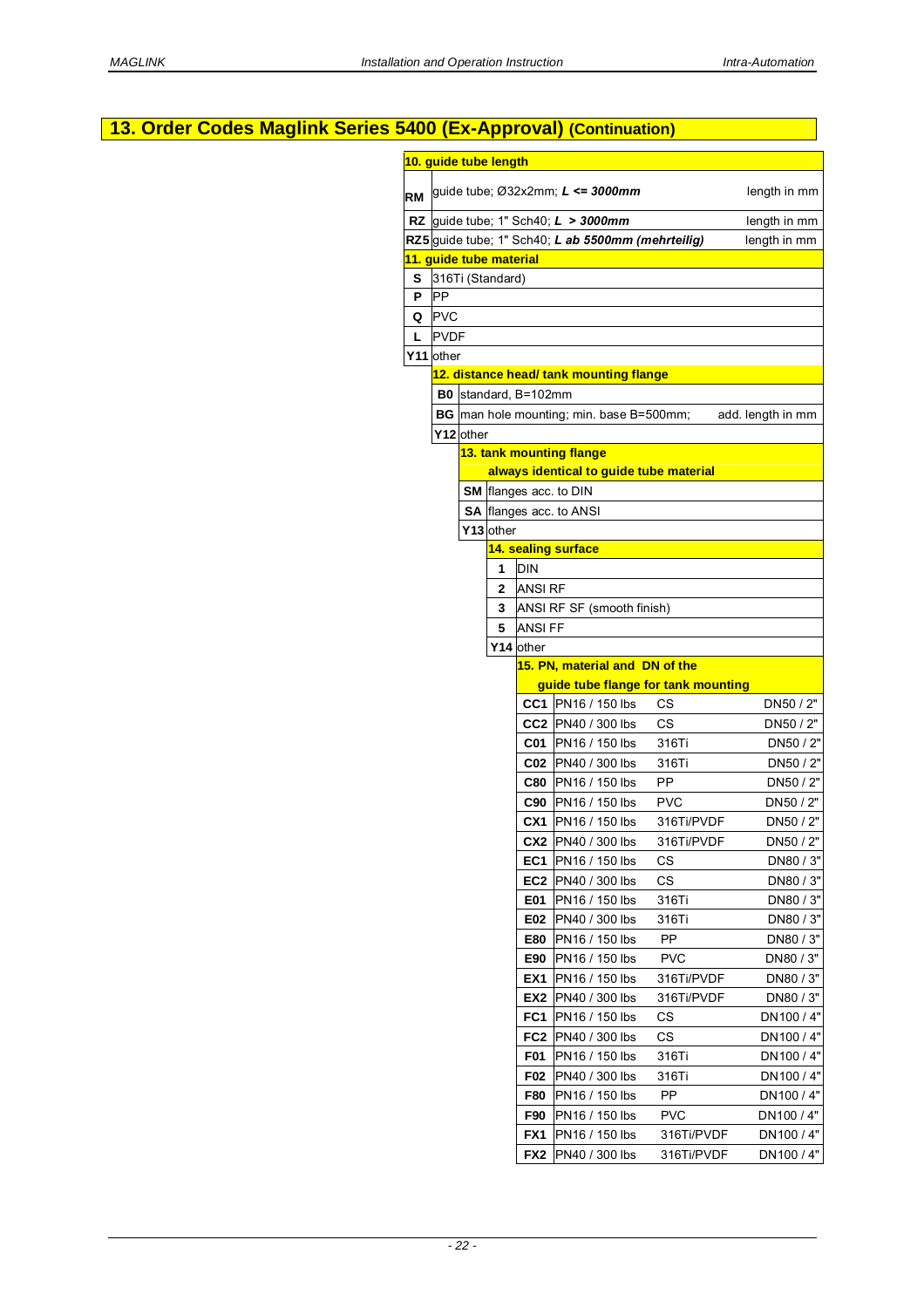## 13. Order Codes Maglink Series 5400 (Ex-Approval) (Continuation)

**10. guide tube length**

| Code | Description | |
|---|---|---|
| **RM** | guide tube; Ø32x2mm; ***L <= 3000mm*** | length in mm |
| **RZ** | guide tube; 1" Sch40; ***L > 3000mm*** | length in mm |
| **RZ5** | guide tube; 1" Sch40; ***L ab 5500mm (mehrteilig)*** | length in mm |

**11. guide tube material**

| Code | Description |
|---|---|
| **S** | 316Ti (Standard) |
| **P** | PP |
| **Q** | PVC |
| **L** | PVDF |
| **Y11** | other |

**12. distance head/ tank mounting flange**

| Code | Description | |
|---|---|---|
| **B0** | standard, B=102mm | |
| **BG** | man hole mounting; min. base B=500mm; | add. length in mm |
| **Y12** | other | |

**13. tank mounting flange**
**always identical to guide tube material**

| Code | Description |
|---|---|
| **SM** | flanges acc. to DIN |
| **SA** | flanges acc. to ANSI |
| **Y13** | other |

**14. sealing surface**

| Code | Description |
|---|---|
| **1** | DIN |
| **2** | ANSI RF |
| **3** | ANSI RF SF (smooth finish) |
| **5** | ANSI FF |
| **Y14** | other |

**15. PN, material and DN of the guide tube flange for tank mounting**

| Code | PN | Material | DN |
|---|---|---|---|
| **CC1** | PN16 / 150 lbs | CS | DN50 / 2" |
| **CC2** | PN40 / 300 lbs | CS | DN50 / 2" |
| **C01** | PN16 / 150 lbs | 316Ti | DN50 / 2" |
| **C02** | PN40 / 300 lbs | 316Ti | DN50 / 2" |
| **C80** | PN16 / 150 lbs | PP | DN50 / 2" |
| **C90** | PN16 / 150 lbs | PVC | DN50 / 2" |
| **CX1** | PN16 / 150 lbs | 316Ti/PVDF | DN50 / 2" |
| **CX2** | PN40 / 300 lbs | 316Ti/PVDF | DN50 / 2" |
| **EC1** | PN16 / 150 lbs | CS | DN80 / 3" |
| **EC2** | PN40 / 300 lbs | CS | DN80 / 3" |
| **E01** | PN16 / 150 lbs | 316Ti | DN80 / 3" |
| **E02** | PN40 / 300 lbs | 316Ti | DN80 / 3" |
| **E80** | PN16 / 150 lbs | PP | DN80 / 3" |
| **E90** | PN16 / 150 lbs | PVC | DN80 / 3" |
| **EX1** | PN16 / 150 lbs | 316Ti/PVDF | DN80 / 3" |
| **EX2** | PN40 / 300 lbs | 316Ti/PVDF | DN80 / 3" |
| **FC1** | PN16 / 150 lbs | CS | DN100 / 4" |
| **FC2** | PN40 / 300 lbs | CS | DN100 / 4" |
| **F01** | PN16 / 150 lbs | 316Ti | DN100 / 4" |
| **F02** | PN40 / 300 lbs | 316Ti | DN100 / 4" |
| **F80** | PN16 / 150 lbs | PP | DN100 / 4" |
| **F90** | PN16 / 150 lbs | PVC | DN100 / 4" |
| **FX1** | PN16 / 150 lbs | 316Ti/PVDF | DN100 / 4" |
| **FX2** | PN40 / 300 lbs | 316Ti/PVDF | DN100 / 4" |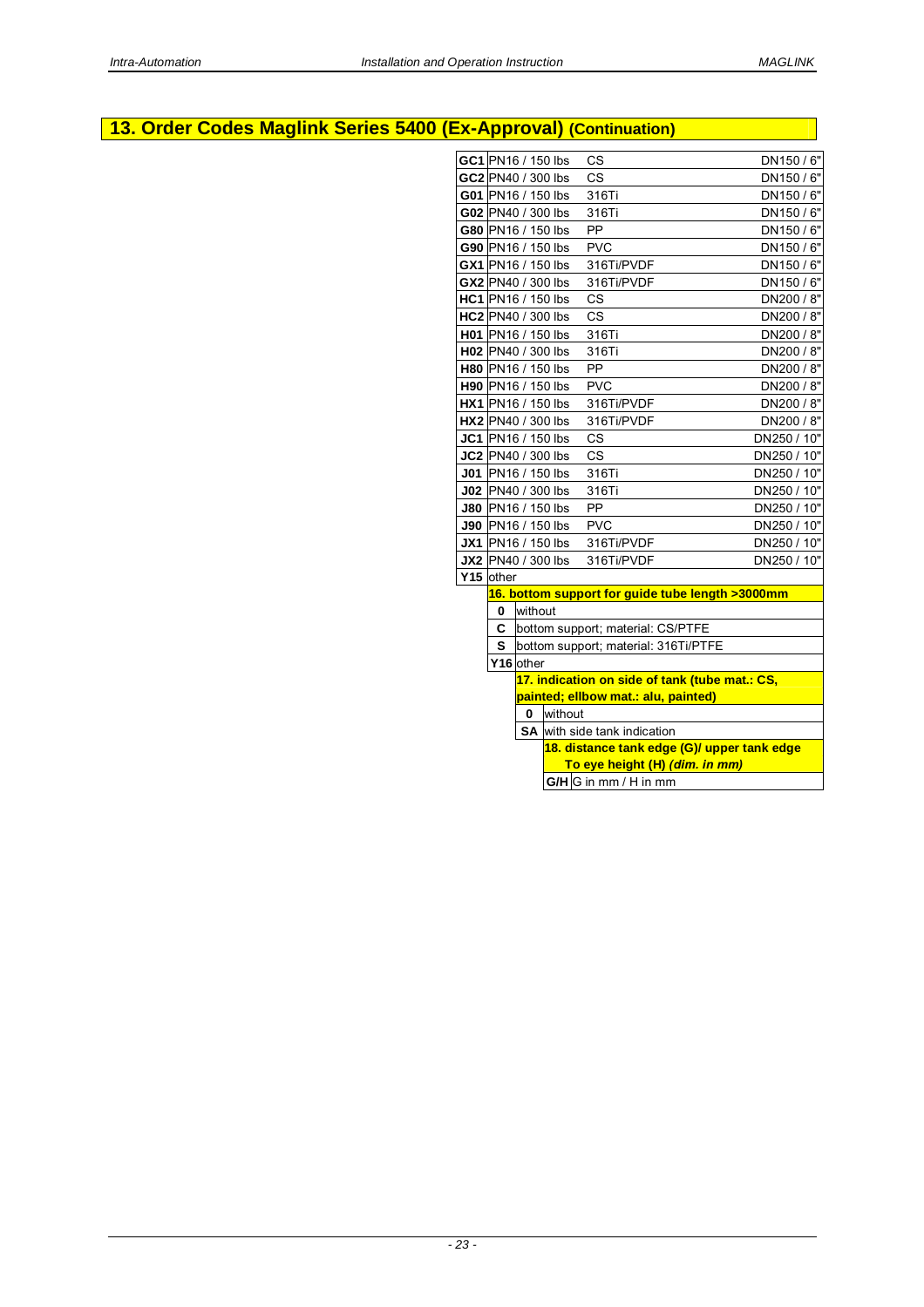## 13. Order Codes Maglink Series 5400 (Ex-Approval) (Continuation)

| Code | Pressure | Material | Size |
|---|---|---|---|
| **GC1** | PN16 / 150 lbs | CS | DN150 / 6" |
| **GC2** | PN40 / 300 lbs | CS | DN150 / 6" |
| **G01** | PN16 / 150 lbs | 316Ti | DN150 / 6" |
| **G02** | PN40 / 300 lbs | 316Ti | DN150 / 6" |
| **G80** | PN16 / 150 lbs | PP | DN150 / 6" |
| **G90** | PN16 / 150 lbs | PVC | DN150 / 6" |
| **GX1** | PN16 / 150 lbs | 316Ti/PVDF | DN150 / 6" |
| **GX2** | PN40 / 300 lbs | 316Ti/PVDF | DN150 / 6" |
| **HC1** | PN16 / 150 lbs | CS | DN200 / 8" |
| **HC2** | PN40 / 300 lbs | CS | DN200 / 8" |
| **H01** | PN16 / 150 lbs | 316Ti | DN200 / 8" |
| **H02** | PN40 / 300 lbs | 316Ti | DN200 / 8" |
| **H80** | PN16 / 150 lbs | PP | DN200 / 8" |
| **H90** | PN16 / 150 lbs | PVC | DN200 / 8" |
| **HX1** | PN16 / 150 lbs | 316Ti/PVDF | DN200 / 8" |
| **HX2** | PN40 / 300 lbs | 316Ti/PVDF | DN200 / 8" |
| **JC1** | PN16 / 150 lbs | CS | DN250 / 10" |
| **JC2** | PN40 / 300 lbs | CS | DN250 / 10" |
| **J01** | PN16 / 150 lbs | 316Ti | DN250 / 10" |
| **J02** | PN40 / 300 lbs | 316Ti | DN250 / 10" |
| **J80** | PN16 / 150 lbs | PP | DN250 / 10" |
| **J90** | PN16 / 150 lbs | PVC | DN250 / 10" |
| **JX1** | PN16 / 150 lbs | 316Ti/PVDF | DN250 / 10" |
| **JX2** | PN40 / 300 lbs | 316Ti/PVDF | DN250 / 10" |
| **Y15** | other | | |

**16. bottom support for guide tube length >3000mm**

| Code | Description |
|---|---|
| **0** | without |
| **C** | bottom support; material: CS/PTFE |
| **S** | bottom support; material: 316Ti/PTFE |
| **Y16** | other |

**17. indication on side of tank (tube mat.: CS, painted; ellbow mat.: alu, painted)**

| Code | Description |
|---|---|
| **0** | without |
| **SA** | with side tank indication |

**18. distance tank edge (G)/ upper tank edge To eye height (H) *(dim. in mm)***

| Code | Description |
|---|---|
| **G/H** | G in mm / H in mm |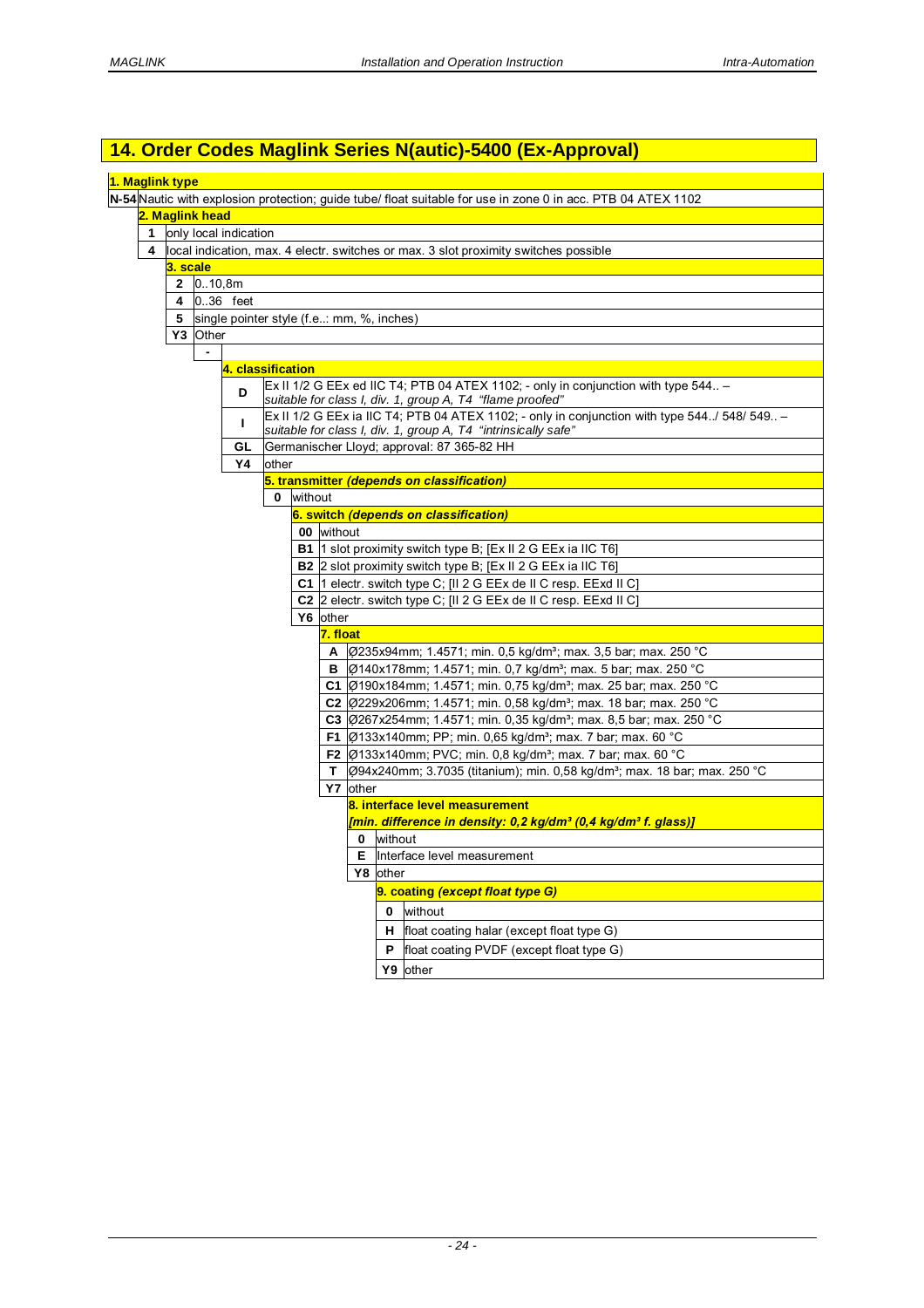# 14. Order Codes Maglink Series N(autic)-5400 (Ex-Approval)

**1. Maglink type**

| Code | Description |
|---|---|
| **N-54** | Nautic with explosion protection; guide tube/ float suitable for use in zone 0 in acc. PTB 04 ATEX 1102 |

**2. Maglink head**

| Code | Description |
|---|---|
| **1** | only local indication |
| **4** | local indication, max. 4 electr. switches or max. 3 slot proximity switches possible |

**3. scale**

| Code | Description |
|---|---|
| **2** | 0..10,8m |
| **4** | 0..36 feet |
| **5** | single pointer style (f.e..: mm, %, inches) |
| **Y3** | Other |

**-**

**4. classification**

| Code | Description |
|---|---|
| **D** | Ex II 1/2 G EEx ed IIC T4; PTB 04 ATEX 1102; - only in conjunction with type 544.. – *suitable for class I, div. 1, group A, T4 "flame proofed"* |
| **I** | Ex II 1/2 G EEx ia IIC T4; PTB 04 ATEX 1102; - only in conjunction with type 544../ 548/ 549.. – *suitable for class I, div. 1, group A, T4 "intrinsically safe"* |
| **GL** | Germanischer Lloyd; approval: 87 365-82 HH |
| **Y4** | other |

**5. transmitter *(depends on classification)***

| Code | Description |
|---|---|
| **0** | without |

**6. switch *(depends on classification)***

| Code | Description |
|---|---|
| **00** | without |
| **B1** | 1 slot proximity switch type B; [Ex II 2 G EEx ia IIC T6] |
| **B2** | 2 slot proximity switch type B; [Ex II 2 G EEx ia IIC T6] |
| **C1** | 1 electr. switch type C; [II 2 G EEx de II C resp. EExd II C] |
| **C2** | 2 electr. switch type C; [II 2 G EEx de II C resp. EExd II C] |
| **Y6** | other |

**7. float**

| Code | Description |
|---|---|
| **A** | Ø235x94mm; 1.4571; min. 0,5 kg/dm³; max. 3,5 bar; max. 250 °C |
| **B** | Ø140x178mm; 1.4571; min. 0,7 kg/dm³; max. 5 bar; max. 250 °C |
| **C1** | Ø190x184mm; 1.4571; min. 0,75 kg/dm³; max. 25 bar; max. 250 °C |
| **C2** | Ø229x206mm; 1.4571; min. 0,58 kg/dm³; max. 18 bar; max. 250 °C |
| **C3** | Ø267x254mm; 1.4571; min. 0,35 kg/dm³; max. 8,5 bar; max. 250 °C |
| **F1** | Ø133x140mm; PP; min. 0,65 kg/dm³; max. 7 bar; max. 60 °C |
| **F2** | Ø133x140mm; PVC; min. 0,8 kg/dm³; max. 7 bar; max. 60 °C |
| **T** | Ø94x240mm; 3.7035 (titanium); min. 0,58 kg/dm³; max. 18 bar; max. 250 °C |
| **Y7** | other |

**8. interface level measurement**
***[min. difference in density: 0,2 kg/dm³ (0,4 kg/dm³ f. glass)]***

| Code | Description |
|---|---|
| **0** | without |
| **E** | Interface level measurement |
| **Y8** | other |

**9. coating *(except float type G)***

| Code | Description |
|---|---|
| **0** | without |
| **H** | float coating halar (except float type G) |
| **P** | float coating PVDF (except float type G) |
| **Y9** | other |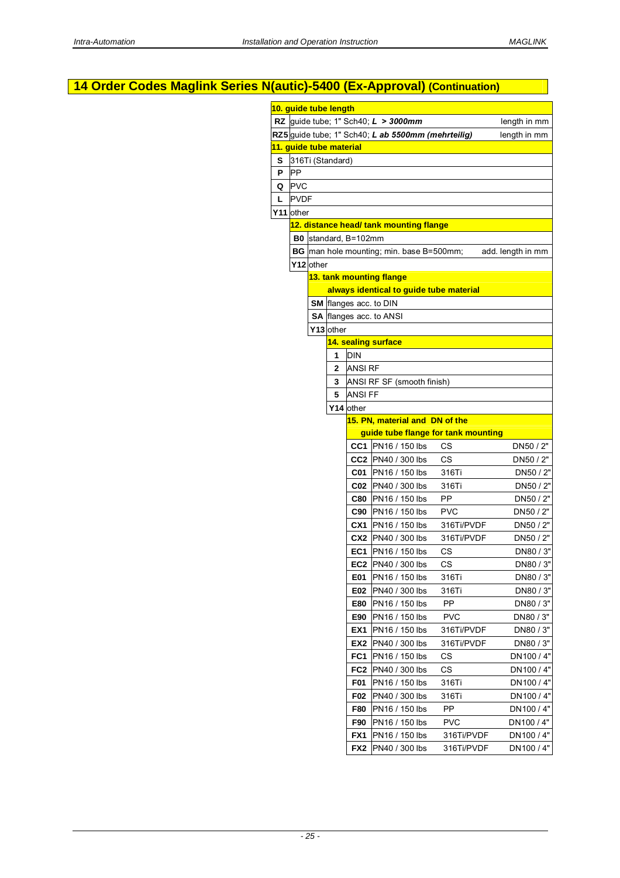# 14 Order Codes Maglink Series N(autic)-5400 (Ex-Approval) (Continuation)

**10. guide tube length**

| Code | Description | |
|---|---|---|
| **RZ** | guide tube; 1" Sch40; ***L > 3000mm*** | length in mm |
| **RZ5** | guide tube; 1" Sch40; ***L ab 5500mm (mehrteilig)*** | length in mm |

**11. guide tube material**

| Code | Description |
|---|---|
| **S** | 316Ti (Standard) |
| **P** | PP |
| **Q** | PVC |
| **L** | PVDF |
| **Y11** | other |

**12. distance head/ tank mounting flange**

| Code | Description | |
|---|---|---|
| **B0** | standard, B=102mm | |
| **BG** | man hole mounting; min. base B=500mm; | add. length in mm |
| **Y12** | other | |

**13. tank mounting flange**

**always identical to guide tube material**

| Code | Description |
|---|---|
| **SM** | flanges acc. to DIN |
| **SA** | flanges acc. to ANSI |
| **Y13** | other |

**14. sealing surface**

| Code | Description |
|---|---|
| **1** | DIN |
| **2** | ANSI RF |
| **3** | ANSI RF SF (smooth finish) |
| **5** | ANSI FF |
| **Y14** | other |

**15. PN, material and DN of the guide tube flange for tank mounting**

| Code | PN | Material | DN |
|---|---|---|---|
| **CC1** | PN16 / 150 lbs | CS | DN50 / 2" |
| **CC2** | PN40 / 300 lbs | CS | DN50 / 2" |
| **C01** | PN16 / 150 lbs | 316Ti | DN50 / 2" |
| **C02** | PN40 / 300 lbs | 316Ti | DN50 / 2" |
| **C80** | PN16 / 150 lbs | PP | DN50 / 2" |
| **C90** | PN16 / 150 lbs | PVC | DN50 / 2" |
| **CX1** | PN16 / 150 lbs | 316Ti/PVDF | DN50 / 2" |
| **CX2** | PN40 / 300 lbs | 316Ti/PVDF | DN50 / 2" |
| **EC1** | PN16 / 150 lbs | CS | DN80 / 3" |
| **EC2** | PN40 / 300 lbs | CS | DN80 / 3" |
| **E01** | PN16 / 150 lbs | 316Ti | DN80 / 3" |
| **E02** | PN40 / 300 lbs | 316Ti | DN80 / 3" |
| **E80** | PN16 / 150 lbs | PP | DN80 / 3" |
| **E90** | PN16 / 150 lbs | PVC | DN80 / 3" |
| **EX1** | PN16 / 150 lbs | 316Ti/PVDF | DN80 / 3" |
| **EX2** | PN40 / 300 lbs | 316Ti/PVDF | DN80 / 3" |
| **FC1** | PN16 / 150 lbs | CS | DN100 / 4" |
| **FC2** | PN40 / 300 lbs | CS | DN100 / 4" |
| **F01** | PN16 / 150 lbs | 316Ti | DN100 / 4" |
| **F02** | PN40 / 300 lbs | 316Ti | DN100 / 4" |
| **F80** | PN16 / 150 lbs | PP | DN100 / 4" |
| **F90** | PN16 / 150 lbs | PVC | DN100 / 4" |
| **FX1** | PN16 / 150 lbs | 316Ti/PVDF | DN100 / 4" |
| **FX2** | PN40 / 300 lbs | 316Ti/PVDF | DN100 / 4" |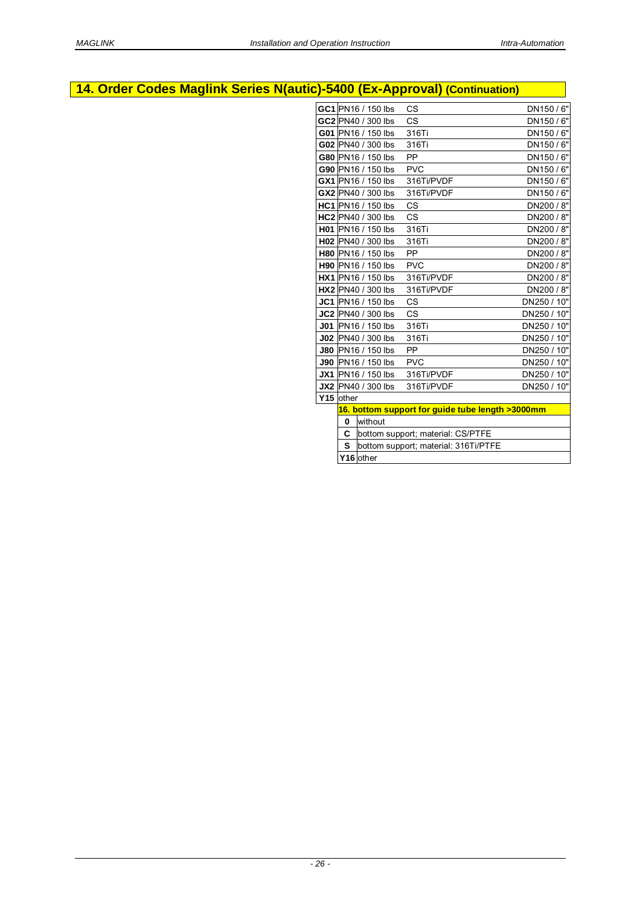## 14. Order Codes Maglink Series N(autic)-5400 (Ex-Approval) (Continuation)

| | | | |
|---|---|---|---|
| **GC1** | PN16 / 150 lbs | CS | DN150 / 6" |
| **GC2** | PN40 / 300 lbs | CS | DN150 / 6" |
| **G01** | PN16 / 150 lbs | 316Ti | DN150 / 6" |
| **G02** | PN40 / 300 lbs | 316Ti | DN150 / 6" |
| **G80** | PN16 / 150 lbs | PP | DN150 / 6" |
| **G90** | PN16 / 150 lbs | PVC | DN150 / 6" |
| **GX1** | PN16 / 150 lbs | 316Ti/PVDF | DN150 / 6" |
| **GX2** | PN40 / 300 lbs | 316Ti/PVDF | DN150 / 6" |
| **HC1** | PN16 / 150 lbs | CS | DN200 / 8" |
| **HC2** | PN40 / 300 lbs | CS | DN200 / 8" |
| **H01** | PN16 / 150 lbs | 316Ti | DN200 / 8" |
| **H02** | PN40 / 300 lbs | 316Ti | DN200 / 8" |
| **H80** | PN16 / 150 lbs | PP | DN200 / 8" |
| **H90** | PN16 / 150 lbs | PVC | DN200 / 8" |
| **HX1** | PN16 / 150 lbs | 316Ti/PVDF | DN200 / 8" |
| **HX2** | PN40 / 300 lbs | 316Ti/PVDF | DN200 / 8" |
| **JC1** | PN16 / 150 lbs | CS | DN250 / 10" |
| **JC2** | PN40 / 300 lbs | CS | DN250 / 10" |
| **J01** | PN16 / 150 lbs | 316Ti | DN250 / 10" |
| **J02** | PN40 / 300 lbs | 316Ti | DN250 / 10" |
| **J80** | PN16 / 150 lbs | PP | DN250 / 10" |
| **J90** | PN16 / 150 lbs | PVC | DN250 / 10" |
| **JX1** | PN16 / 150 lbs | 316Ti/PVDF | DN250 / 10" |
| **JX2** | PN40 / 300 lbs | 316Ti/PVDF | DN250 / 10" |
| **Y15** | other | | |

**16. bottom support for guide tube length >3000mm**

| | |
|---|---|
| **0** | without |
| **C** | bottom support; material: CS/PTFE |
| **S** | bottom support; material: 316Ti/PTFE |
| **Y16** | other |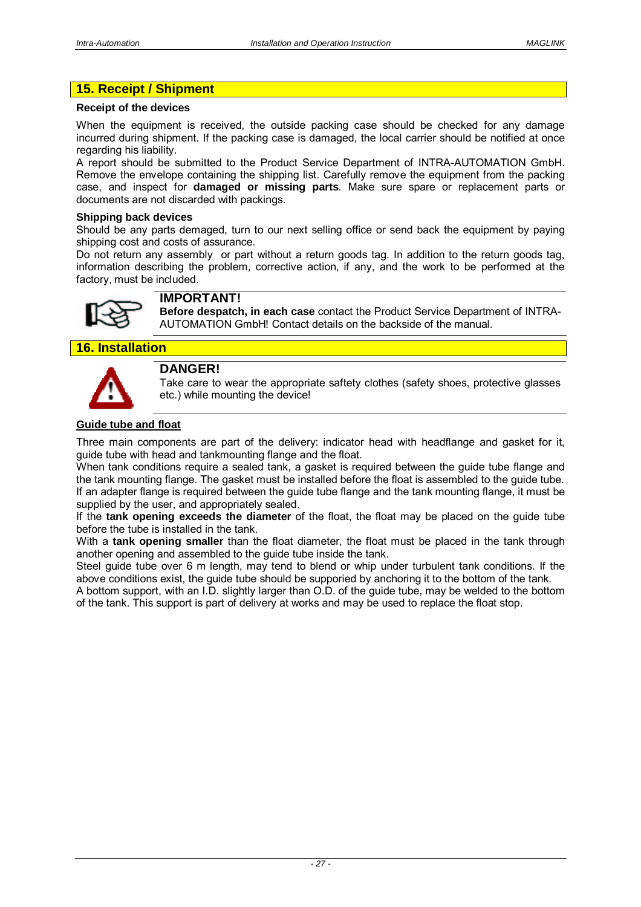## 15. Receipt / Shipment

**Receipt of the devices**

When the equipment is received, the outside packing case should be checked for any damage incurred during shipment. If the packing case is damaged, the local carrier should be notified at once regarding his liability.
A report should be submitted to the Product Service Department of INTRA-AUTOMATION GmbH. Remove the envelope containing the shipping list. Carefully remove the equipment from the packing case, and inspect for **damaged or missing parts**. Make sure spare or replacement parts or documents are not discarded with packings.

**Shipping back devices**

Should be any parts demaged, turn to our next selling office or send back the equipment by paying shipping cost and costs of assurance.
Do not return any assembly or part without a return goods tag. In addition to the return goods tag, information describing the problem, corrective action, if any, and the work to be performed at the factory, must be included.

**IMPORTANT!**
**Before despatch, in each case** contact the Product Service Department of INTRA-AUTOMATION GmbH! Contact details on the backside of the manual.

## 16. Installation

**DANGER!**
Take care to wear the appropriate saftety clothes (safety shoes, protective glasses etc.) while mounting the device!

**Guide tube and float**

Three main components are part of the delivery: indicator head with headflange and gasket for it, guide tube with head and tankmounting flange and the float.
When tank conditions require a sealed tank, a gasket is required between the guide tube flange and the tank mounting flange. The gasket must be installed before the float is assembled to the guide tube. If an adapter flange is required between the guide tube flange and the tank mounting flange, it must be supplied by the user, and appropriately sealed.
If the **tank opening exceeds the diameter** of the float, the float may be placed on the guide tube before the tube is installed in the tank.
With a **tank opening smaller** than the float diameter, the float must be placed in the tank through another opening and assembled to the guide tube inside the tank.
Steel guide tube over 6 m length, may tend to blend or whip under turbulent tank conditions. If the above conditions exist, the guide tube should be supporied by anchoring it to the bottom of the tank.
A bottom support, with an I.D. slightly larger than O.D. of the guide tube, may be welded to the bottom of the tank. This support is part of delivery at works and may be used to replace the float stop.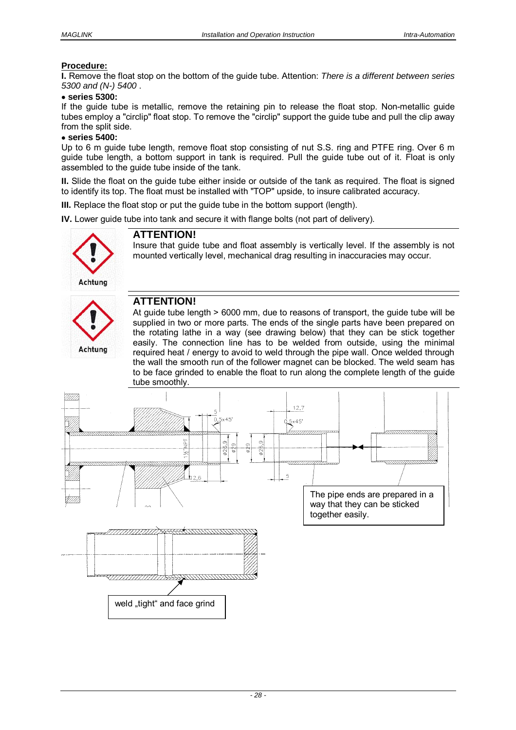**Procedure:**

**I.** Remove the float stop on the bottom of the guide tube. Attention: *There is a different between series 5300 and (N-) 5400* .

- **series 5300:**

If the guide tube is metallic, remove the retaining pin to release the float stop. Non-metallic guide tubes employ a "circlip" float stop. To remove the "circlip" support the guide tube and pull the clip away from the split side.

- **series 5400:**

Up to 6 m guide tube length, remove float stop consisting of nut S.S. ring and PTFE ring. Over 6 m guide tube length, a bottom support in tank is required. Pull the guide tube out of it. Float is only assembled to the guide tube inside of the tank.

**II.** Slide the float on the guide tube either inside or outside of the tank as required. The float is signed to identify its top. The float must be installed with "TOP" upside, to insure calibrated accuracy.

**III.** Replace the float stop or put the guide tube in the bottom support (length).

**IV.** Lower guide tube into tank and secure it with flange bolts (not part of delivery).

Achtung

**ATTENTION!**
Insure that guide tube and float assembly is vertically level. If the assembly is not mounted vertically level, mechanical drag resulting in inaccuracies may occur.

Achtung

**ATTENTION!**
At guide tube length > 6000 mm, due to reasons of transport, the guide tube will be supplied in two or more parts. The ends of the single parts have been prepared on the rotating lathe in a way (see drawing below) that they can be stick together easily. The connection line has to be welded from outside, using the minimal required heat / energy to avoid to weld through the pipe wall. Once welded through the wall the smooth run of the follower magnet can be blocked. The weld seam has to be face grinded to enable the float to run along the complete length of the guide tube smoothly.

5 0,5x45° 1½"NPT ø26,9 ø29 2,6 12,7 0,5x45° ø29 ø26,9 5

The pipe ends are prepared in a way that they can be sticked together easily.

weld „tight" and face grind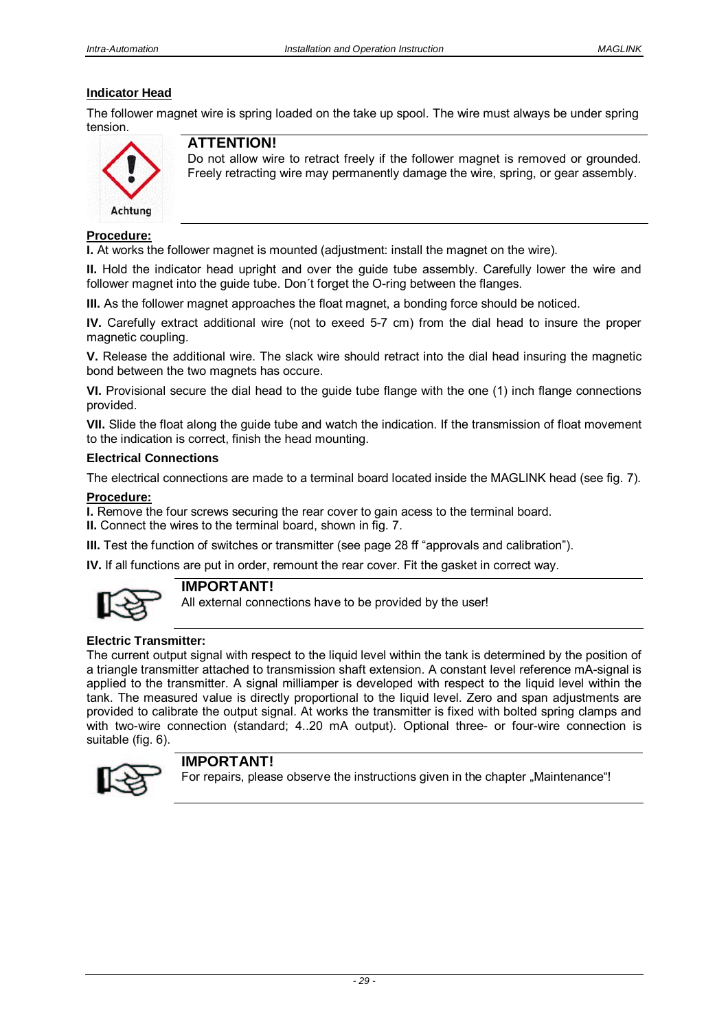**Indicator Head**

The follower magnet wire is spring loaded on the take up spool. The wire must always be under spring tension.

Achtung

**ATTENTION!**

Do not allow wire to retract freely if the follower magnet is removed or grounded. Freely retracting wire may permanently damage the wire, spring, or gear assembly.

**Procedure:**

**I.** At works the follower magnet is mounted (adjustment: install the magnet on the wire).

**II.** Hold the indicator head upright and over the guide tube assembly. Carefully lower the wire and follower magnet into the guide tube. Don´t forget the O-ring between the flanges.

**III.** As the follower magnet approaches the float magnet, a bonding force should be noticed.

**IV.** Carefully extract additional wire (not to exeed 5-7 cm) from the dial head to insure the proper magnetic coupling.

**V.** Release the additional wire. The slack wire should retract into the dial head insuring the magnetic bond between the two magnets has occure.

**VI.** Provisional secure the dial head to the guide tube flange with the one (1) inch flange connections provided.

**VII.** Slide the float along the guide tube and watch the indication. If the transmission of float movement to the indication is correct, finish the head mounting.

**Electrical Connections**

The electrical connections are made to a terminal board located inside the MAGLINK head (see fig. 7).

**Procedure:**

**I.** Remove the four screws securing the rear cover to gain acess to the terminal board.
**II.** Connect the wires to the terminal board, shown in fig. 7.

**III.** Test the function of switches or transmitter (see page 28 ff "approvals and calibration").

**IV.** If all functions are put in order, remount the rear cover. Fit the gasket in correct way.

**IMPORTANT!**

All external connections have to be provided by the user!

**Electric Transmitter:**

The current output signal with respect to the liquid level within the tank is determined by the position of a triangle transmitter attached to transmission shaft extension. A constant level reference mA-signal is applied to the transmitter. A signal milliamper is developed with respect to the liquid level within the tank. The measured value is directly proportional to the liquid level. Zero and span adjustments are provided to calibrate the output signal. At works the transmitter is fixed with bolted spring clamps and with two-wire connection (standard; 4..20 mA output). Optional three- or four-wire connection is suitable (fig. 6).

**IMPORTANT!**

For repairs, please observe the instructions given in the chapter „Maintenance"!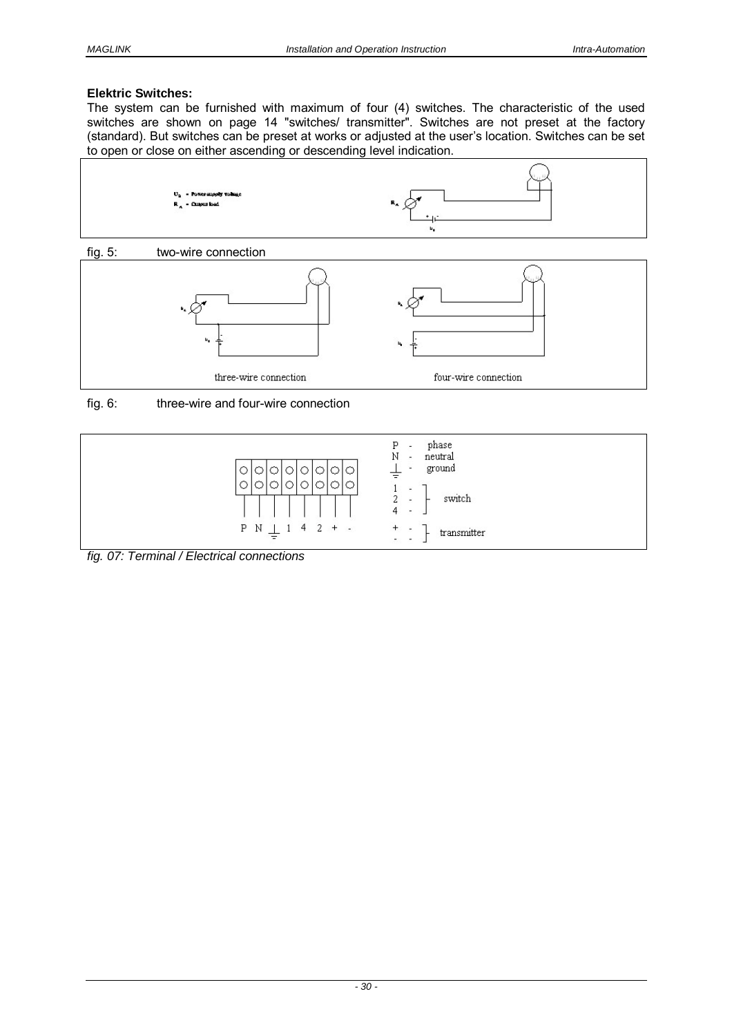**Elektric Switches:**

The system can be furnished with maximum of four (4) switches. The characteristic of the used switches are shown on page 14 "switches/ transmitter". Switches are not preset at the factory (standard). But switches can be preset at works or adjusted at the user's location. Switches can be set to open or close on either ascending or descending level indication.

$U_B$ = Power supply voltage
$R_A$ = Output load

fig. 5: two-wire connection

three-wire connection

four-wire connection

fig. 6: three-wire and four-wire connection

P - phase
N - neutral
⏚ - ground
1, 2, 4 - switch
+, - - transmitter

*fig. 07: Terminal / Electrical connections*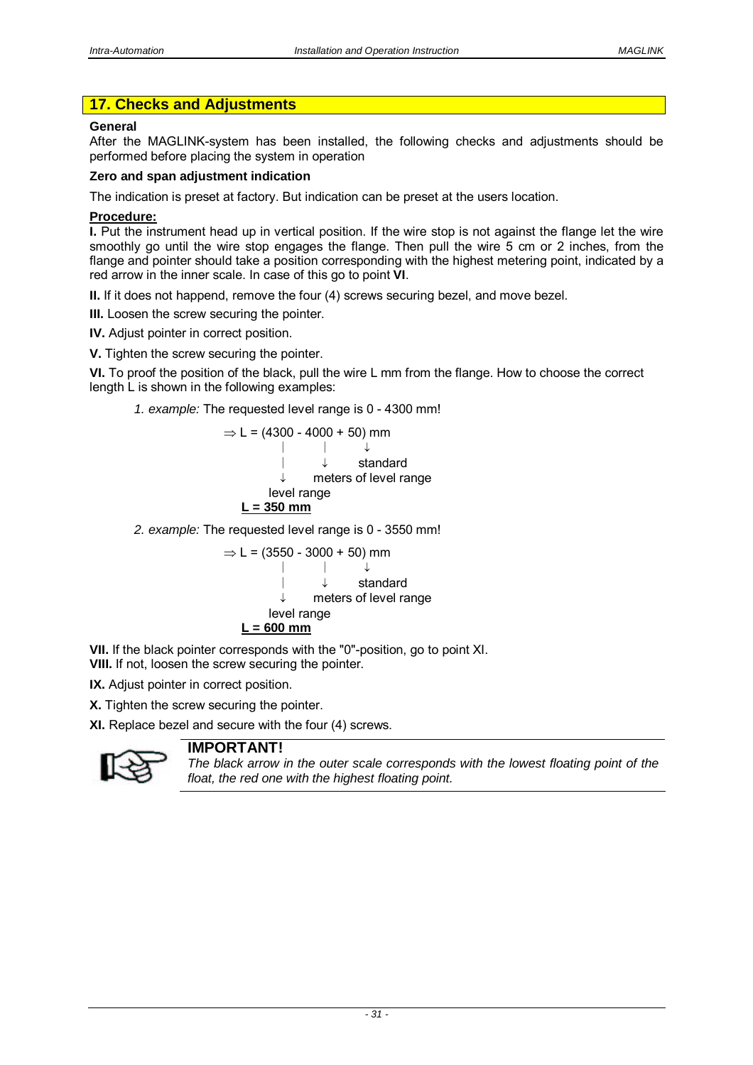## 17. Checks and Adjustments

**General**

After the MAGLINK-system has been installed, the following checks and adjustments should be performed before placing the system in operation

**Zero and span adjustment indication**

The indication is preset at factory. But indication can be preset at the users location.

**Procedure:**

**I.** Put the instrument head up in vertical position. If the wire stop is not against the flange let the wire smoothly go until the wire stop engages the flange. Then pull the wire 5 cm or 2 inches, from the flange and pointer should take a position corresponding with the highest metering point, indicated by a red arrow in the inner scale. In case of this go to point **VI**.

**II.** If it does not happend, remove the four (4) screws securing bezel, and move bezel.

**III.** Loosen the screw securing the pointer.

**IV.** Adjust pointer in correct position.

**V.** Tighten the screw securing the pointer.

**VI.** To proof the position of the black, pull the wire L mm from the flange. How to choose the correct length L is shown in the following examples:

1. *example:* The requested level range is 0 - 4300 mm!

$\Rightarrow$ L = (4300 - 4000 + 50) mm

- 4300 → level range
- 4000 → meters of level range
- 50 → standard

**L = 350 mm**

2. *example:* The requested level range is 0 - 3550 mm!

$\Rightarrow$ L = (3550 - 3000 + 50) mm

- 3550 → level range
- 3000 → meters of level range
- 50 → standard

**L = 600 mm**

**VII.** If the black pointer corresponds with the "0"-position, go to point XI.
**VIII.** If not, loosen the screw securing the pointer.

**IX.** Adjust pointer in correct position.

**X.** Tighten the screw securing the pointer.

**XI.** Replace bezel and secure with the four (4) screws.

**IMPORTANT!**

*The black arrow in the outer scale corresponds with the lowest floating point of the float, the red one with the highest floating point.*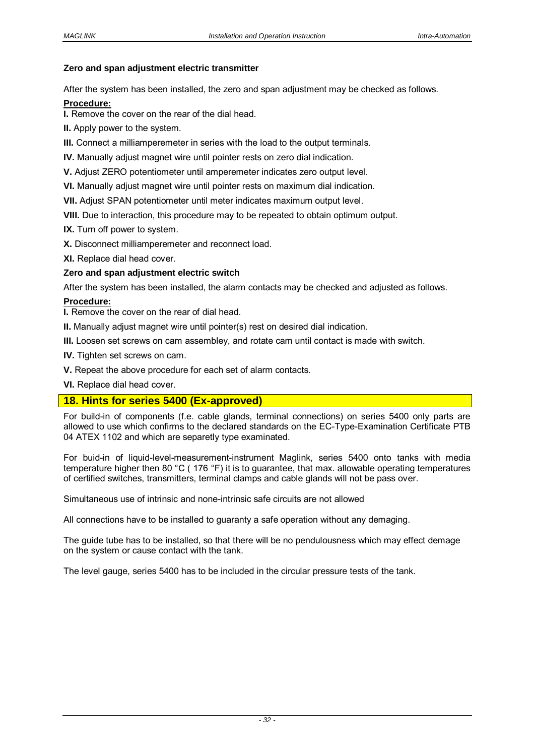**Zero and span adjustment electric transmitter**

After the system has been installed, the zero and span adjustment may be checked as follows.

**Procedure:**

**I.** Remove the cover on the rear of the dial head.

**II.** Apply power to the system.

**III.** Connect a milliamperemeter in series with the load to the output terminals.

**IV.** Manually adjust magnet wire until pointer rests on zero dial indication.

**V.** Adjust ZERO potentiometer until amperemeter indicates zero output level.

**VI.** Manually adjust magnet wire until pointer rests on maximum dial indication.

**VII.** Adjust SPAN potentiometer until meter indicates maximum output level.

**VIII.** Due to interaction, this procedure may to be repeated to obtain optimum output.

**IX.** Turn off power to system.

**X.** Disconnect milliamperemeter and reconnect load.

**XI.** Replace dial head cover.

**Zero and span adjustment electric switch**

After the system has been installed, the alarm contacts may be checked and adjusted as follows.

**Procedure:**

**I.** Remove the cover on the rear of dial head.

**II.** Manually adjust magnet wire until pointer(s) rest on desired dial indication.

**III.** Loosen set screws on cam assembley, and rotate cam until contact is made with switch.

**IV.** Tighten set screws on cam.

**V.** Repeat the above procedure for each set of alarm contacts.

**VI.** Replace dial head cover.

## 18. Hints for series 5400 (Ex-approved)

For build-in of components (f.e. cable glands, terminal connections) on series 5400 only parts are allowed to use which confirms to the declared standards on the EC-Type-Examination Certificate PTB 04 ATEX 1102 and which are separetly type examinated.

For buid-in of liquid-level-measurement-instrument Maglink, series 5400 onto tanks with media temperature higher then 80 °C ( 176 °F) it is to guarantee, that max. allowable operating temperatures of certified switches, transmitters, terminal clamps and cable glands will not be pass over.

Simultaneous use of intrinsic and none-intrinsic safe circuits are not allowed

All connections have to be installed to guaranty a safe operation without any demaging.

The guide tube has to be installed, so that there will be no pendulousness which may effect demage on the system or cause contact with the tank.

The level gauge, series 5400 has to be included in the circular pressure tests of the tank.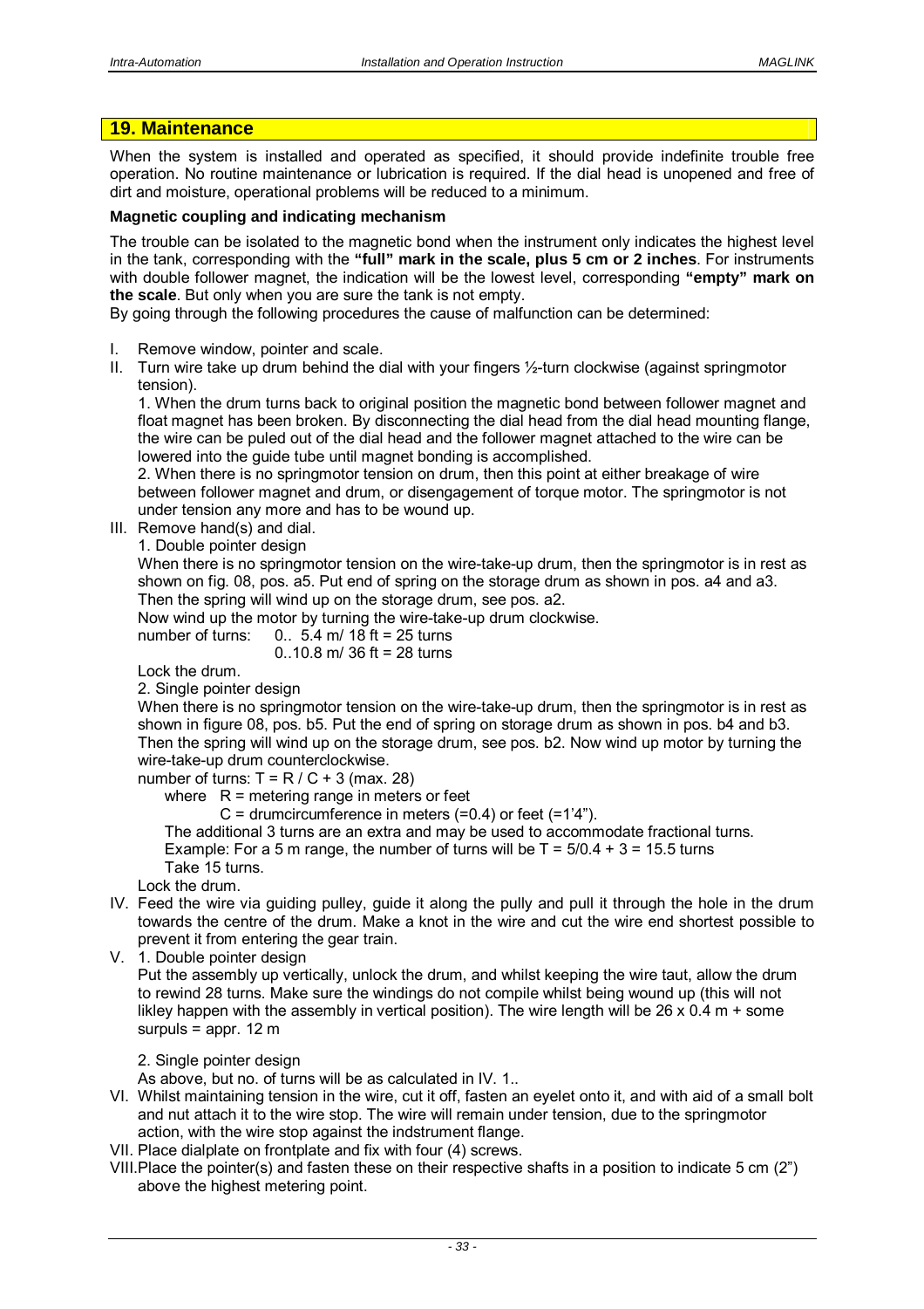## 19. Maintenance

When the system is installed and operated as specified, it should provide indefinite trouble free operation. No routine maintenance or lubrication is required. If the dial head is unopened and free of dirt and moisture, operational problems will be reduced to a minimum.

**Magnetic coupling and indicating mechanism**

The trouble can be isolated to the magnetic bond when the instrument only indicates the highest level in the tank, corresponding with the **"full" mark in the scale, plus 5 cm or 2 inches**. For instruments with double follower magnet, the indication will be the lowest level, corresponding **"empty" mark on the scale**. But only when you are sure the tank is not empty.
By going through the following procedures the cause of malfunction can be determined:

I. Remove window, pointer and scale.

II. Turn wire take up drum behind the dial with your fingers ½-turn clockwise (against springmotor tension).

   1. When the drum turns back to original position the magnetic bond between follower magnet and float magnet has been broken. By disconnecting the dial head from the dial head mounting flange, the wire can be puled out of the dial head and the follower magnet attached to the wire can be lowered into the guide tube until magnet bonding is accomplished.

   2. When there is no springmotor tension on drum, then this point at either breakage of wire between follower magnet and drum, or disengagement of torque motor. The springmotor is not under tension any more and has to be wound up.

III. Remove hand(s) and dial.

   1. Double pointer design

   When there is no springmotor tension on the wire-take-up drum, then the springmotor is in rest as shown on fig. 08, pos. a5. Put end of spring on the storage drum as shown in pos. a4 and a3. Then the spring will wind up on the storage drum, see pos. a2.
   Now wind up the motor by turning the wire-take-up drum clockwise.
   number of turns: 0.. 5.4 m/ 18 ft = 25 turns
   0..10.8 m/ 36 ft = 28 turns

   Lock the drum.

   2. Single pointer design

   When there is no springmotor tension on the wire-take-up drum, then the springmotor is in rest as shown in figure 08, pos. b5. Put the end of spring on storage drum as shown in pos. b4 and b3. Then the spring will wind up on the storage drum, see pos. b2. Now wind up motor by turning the wire-take-up drum counterclockwise.
   number of turns: $T = R / C + 3$ (max. 28)
   where $R$ = metering range in meters or feet
   $C$ = drumcircumference in meters (=0.4) or feet (=1'4").
   The additional 3 turns are an extra and may be used to accommodate fractional turns.
   Example: For a 5 m range, the number of turns will be $T = 5/0.4 + 3 = 15.5$ turns
   Take 15 turns.

   Lock the drum.

IV. Feed the wire via guiding pulley, guide it along the pully and pull it through the hole in the drum towards the centre of the drum. Make a knot in the wire and cut the wire end shortest possible to prevent it from entering the gear train.

V. 1. Double pointer design

   Put the assembly up vertically, unlock the drum, and whilst keeping the wire taut, allow the drum to rewind 28 turns. Make sure the windings do not compile whilst being wound up (this will not likley happen with the assembly in vertical position). The wire length will be 26 x 0.4 m + some surpuls = appr. 12 m

   2. Single pointer design

   As above, but no. of turns will be as calculated in IV. 1..

VI. Whilst maintaining tension in the wire, cut it off, fasten an eyelet onto it, and with aid of a small bolt and nut attach it to the wire stop. The wire will remain under tension, due to the springmotor action, with the wire stop against the indstrument flange.

VII. Place dialplate on frontplate and fix with four (4) screws.

VIII. Place the pointer(s) and fasten these on their respective shafts in a position to indicate 5 cm (2") above the highest metering point.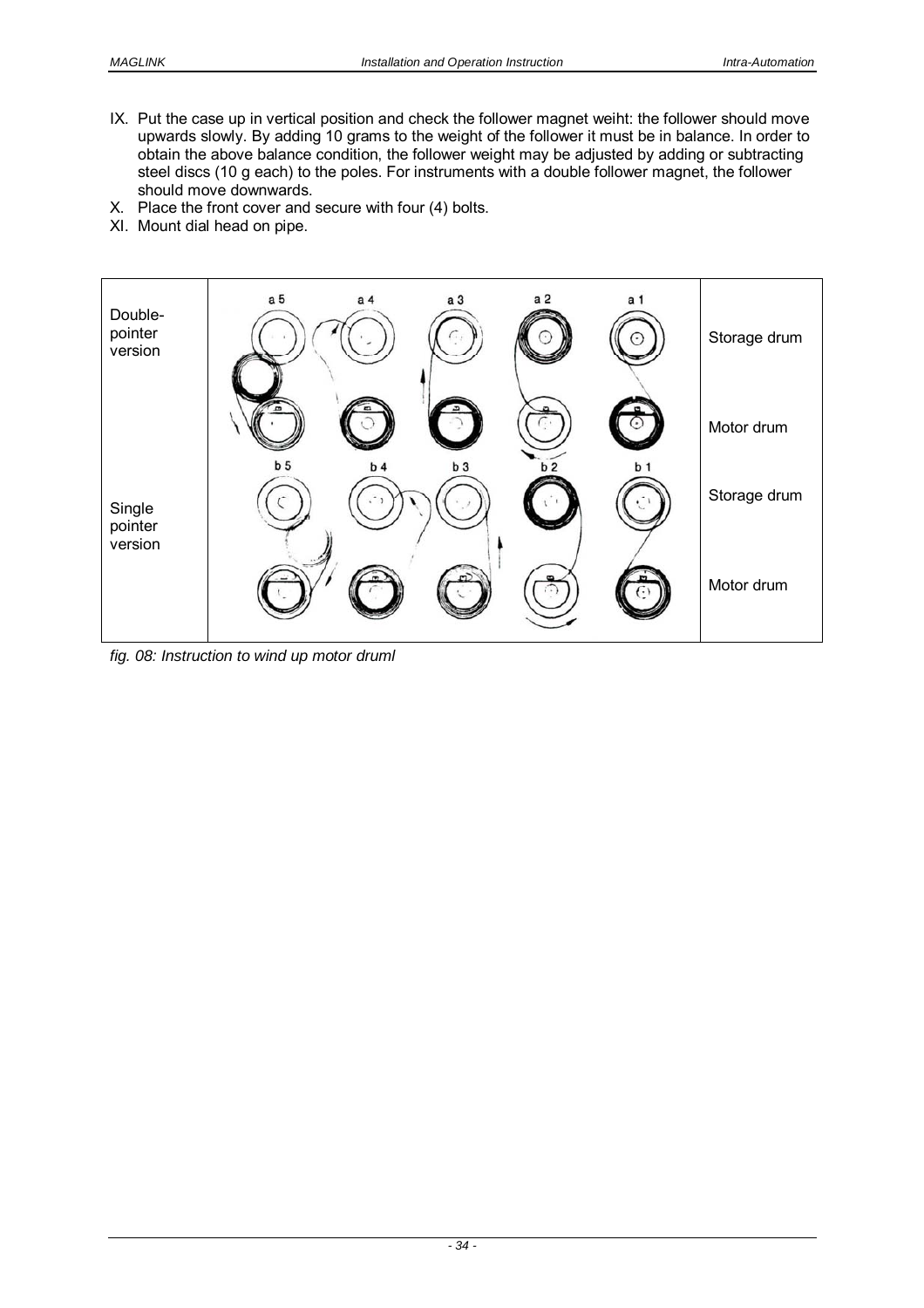IX. Put the case up in vertical position and check the follower magnet weiht: the follower should move upwards slowly. By adding 10 grams to the weight of the follower it must be in balance. In order to obtain the above balance condition, the follower weight may be adjusted by adding or subtracting steel discs (10 g each) to the poles. For instruments with a double follower magnet, the follower should move downwards.

X. Place the front cover and secure with four (4) bolts.

XI. Mount dial head on pipe.

| Double-pointer version | a 5 &nbsp; a 4 &nbsp; a 3 &nbsp; a 2 &nbsp; a 1 | Storage drum |
| --- | --- | --- |
| | | Motor drum |
| Single pointer version | b 5 &nbsp; b 4 &nbsp; b 3 &nbsp; b 2 &nbsp; b 1 | Storage drum |
| | | Motor drum |

*fig. 08: Instruction to wind up motor druml*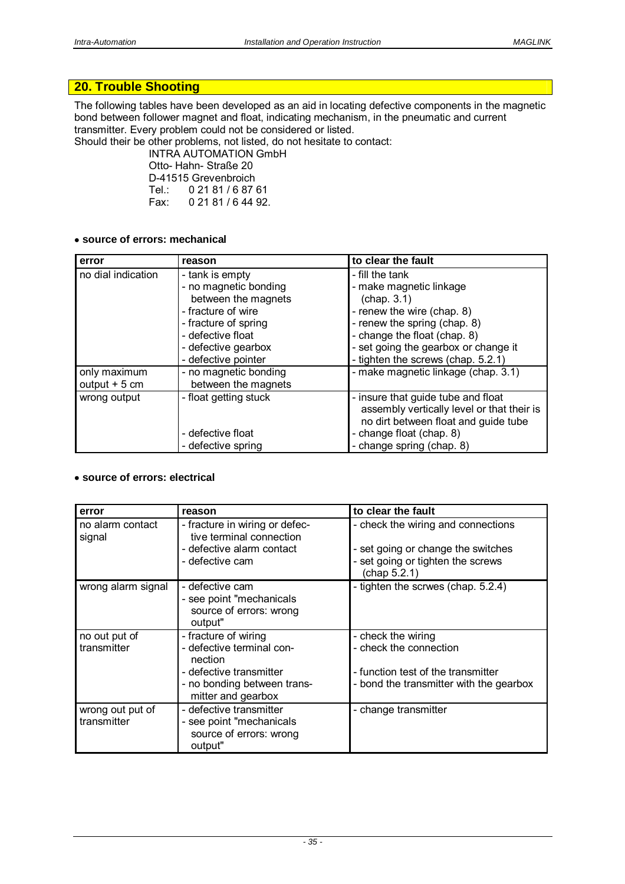## 20. Trouble Shooting

The following tables have been developed as an aid in locating defective components in the magnetic bond between follower magnet and float, indicating mechanism, in the pneumatic and current transmitter. Every problem could not be considered or listed.
Should their be other problems, not listed, do not hesitate to contact:

INTRA AUTOMATION GmbH
Otto- Hahn- Straße 20
D-41515 Grevenbroich
Tel.: 0 21 81 / 6 87 61
Fax: 0 21 81 / 6 44 92.

- **source of errors: mechanical**

| error | reason | to clear the fault |
|---|---|---|
| no dial indication | - tank is empty<br>- no magnetic bonding between the magnets<br>- fracture of wire<br>- fracture of spring<br>- defective float<br>- defective gearbox<br>- defective pointer | - fill the tank<br>- make magnetic linkage (chap. 3.1)<br>- renew the wire (chap. 8)<br>- renew the spring (chap. 8)<br>- change the float (chap. 8)<br>- set going the gearbox or change it<br>- tighten the screws (chap. 5.2.1) |
| only maximum output + 5 cm | - no magnetic bonding between the magnets | - make magnetic linkage (chap. 3.1) |
| wrong output | - float getting stuck<br><br><br>- defective float<br>- defective spring | - insure that guide tube and float assembly vertically level or that their is no dirt between float and guide tube<br>- change float (chap. 8)<br>- change spring (chap. 8) |

- **source of errors: electrical**

| error | reason | to clear the fault |
|---|---|---|
| no alarm contact signal | - fracture in wiring or defective terminal connection<br>- defective alarm contact<br>- defective cam | - check the wiring and connections<br><br>- set going or change the switches<br>- set going or tighten the screws (chap 5.2.1) |
| wrong alarm signal | - defective cam<br>- see point "mechanicals source of errors: wrong output" | - tighten the scrwes (chap. 5.2.4) |
| no out put of transmitter | - fracture of wiring<br>- defective terminal connection<br>- defective transmitter<br>- no bonding between transmitter and gearbox | - check the wiring<br>- check the connection<br><br>- function test of the transmitter<br>- bond the transmitter with the gearbox |
| wrong out put of transmitter | - defective transmitter<br>- see point "mechanicals source of errors: wrong output" | - change transmitter |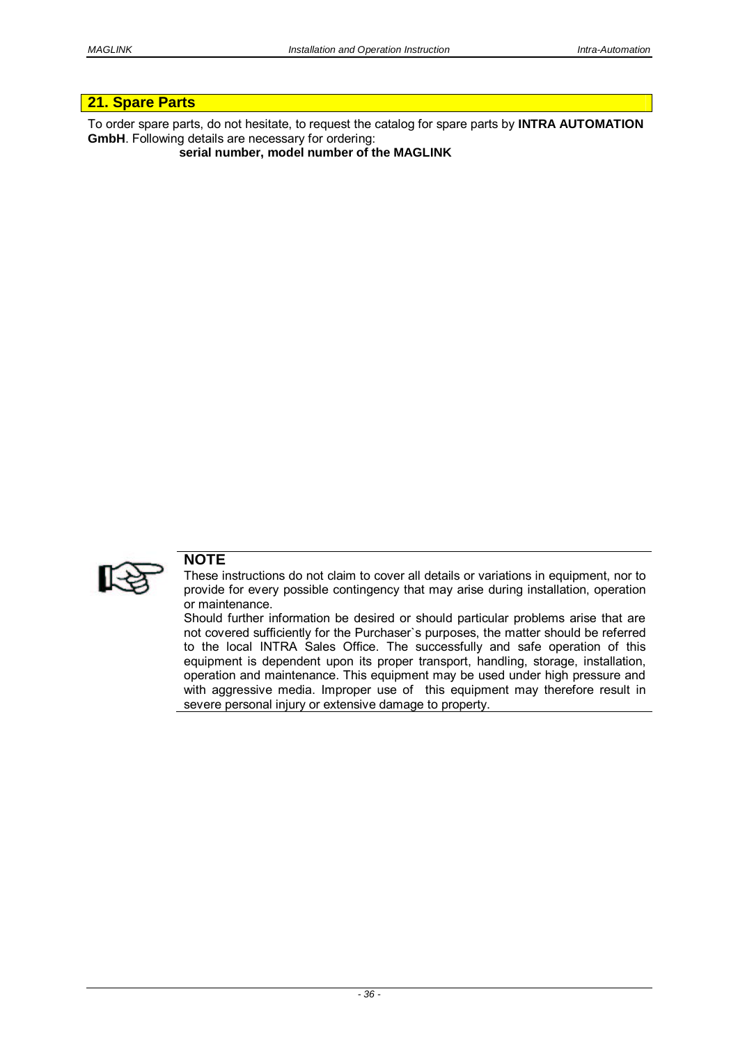## 21. Spare Parts

To order spare parts, do not hesitate, to request the catalog for spare parts by **INTRA AUTOMATION GmbH**. Following details are necessary for ordering:

**serial number, model number of the MAGLINK**

**NOTE**

These instructions do not claim to cover all details or variations in equipment, nor to provide for every possible contingency that may arise during installation, operation or maintenance.

Should further information be desired or should particular problems arise that are not covered sufficiently for the Purchaser`s purposes, the matter should be referred to the local INTRA Sales Office. The successfully and safe operation of this equipment is dependent upon its proper transport, handling, storage, installation, operation and maintenance. This equipment may be used under high pressure and with aggressive media. Improper use of this equipment may therefore result in severe personal injury or extensive damage to property.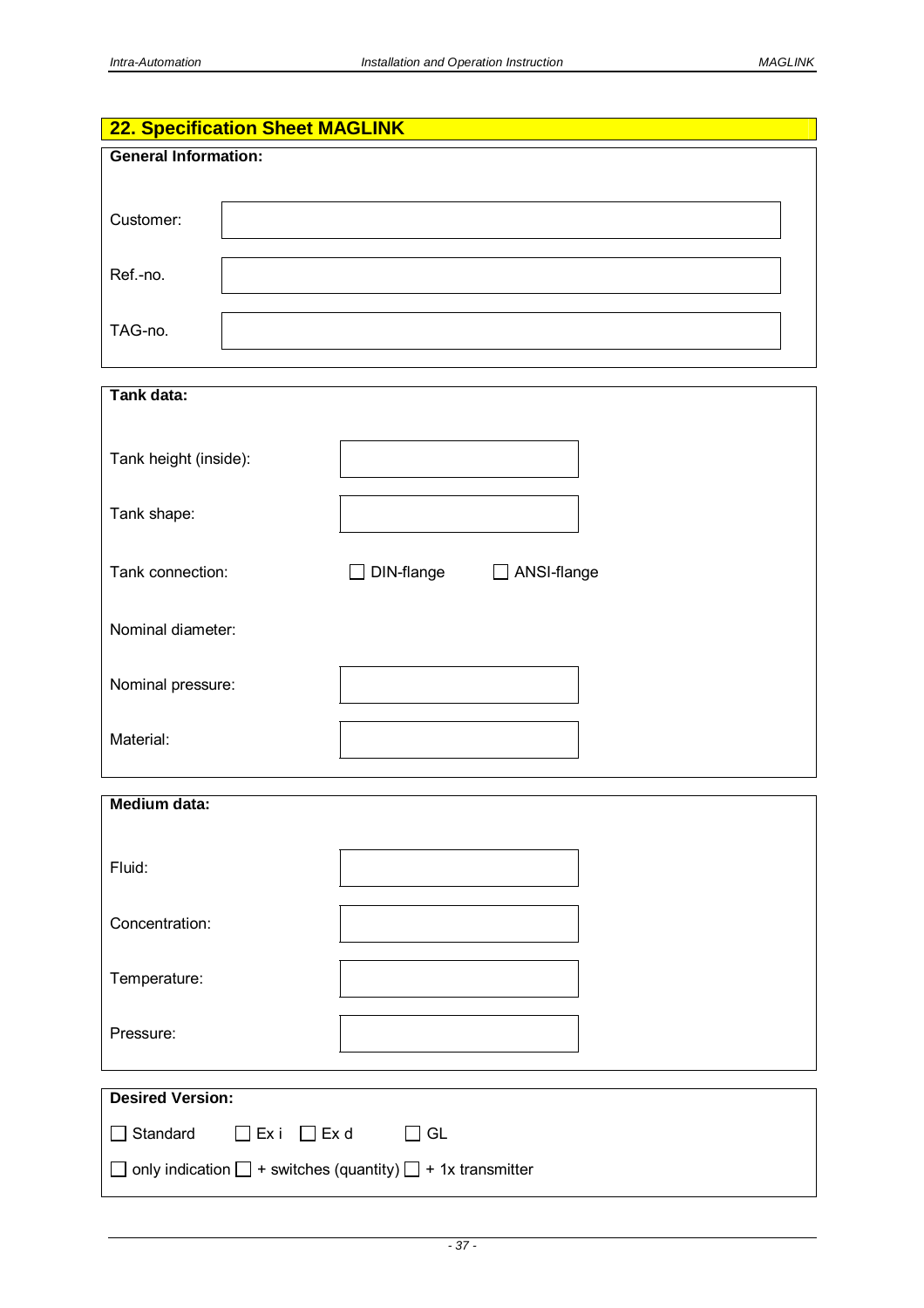## 22. Specification Sheet MAGLINK

**General Information:**

| | |
|---|---|
| Customer: | |
| Ref.-no. | |
| TAG-no. | |

**Tank data:**

| | |
|---|---|
| Tank height (inside): | |
| Tank shape: | |
| Tank connection: | ☐ DIN-flange ☐ ANSI-flange |
| Nominal diameter: | |
| Nominal pressure: | |
| Material: | |

**Medium data:**

| | |
|---|---|
| Fluid: | |
| Concentration: | |
| Temperature: | |
| Pressure: | |

**Desired Version:**

☐ Standard ☐ Ex i ☐ Ex d ☐ GL

☐ only indication ☐ + switches (quantity) ☐ + 1x transmitter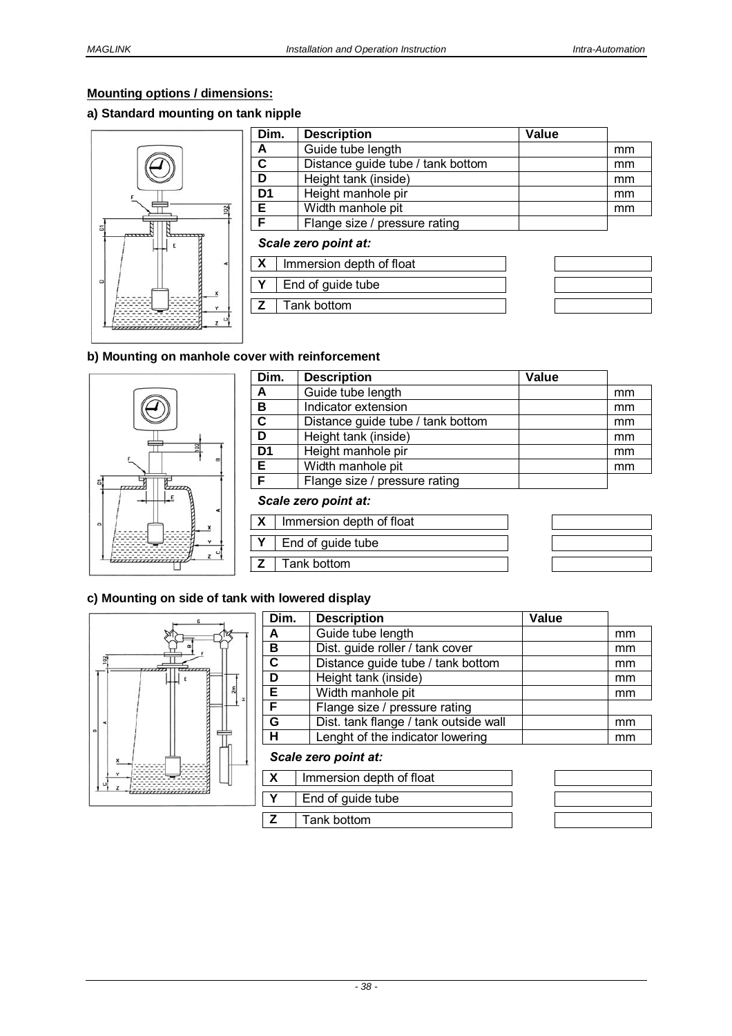**Mounting options / dimensions:**

### a) Standard mounting on tank nipple

| Dim. | Description | Value | |
|---|---|---|---|
| A | Guide tube length | | mm |
| C | Distance guide tube / tank bottom | | mm |
| D | Height tank (inside) | | mm |
| D1 | Height manhole pir | | mm |
| E | Width manhole pit | | mm |
| F | Flange size / pressure rating | | |

*Scale zero point at:*

| | | |
|---|---|---|
| X | Immersion depth of float | |
| Y | End of guide tube | |
| Z | Tank bottom | |

### b) Mounting on manhole cover with reinforcement

| Dim. | Description | Value | |
|---|---|---|---|
| A | Guide tube length | | mm |
| B | Indicator extension | | mm |
| C | Distance guide tube / tank bottom | | mm |
| D | Height tank (inside) | | mm |
| D1 | Height manhole pir | | mm |
| E | Width manhole pit | | mm |
| F | Flange size / pressure rating | | |

*Scale zero point at:*

| | | |
|---|---|---|
| X | Immersion depth of float | |
| Y | End of guide tube | |
| Z | Tank bottom | |

### c) Mounting on side of tank with lowered display

| Dim. | Description | Value | |
|---|---|---|---|
| A | Guide tube length | | mm |
| B | Dist. guide roller / tank cover | | mm |
| C | Distance guide tube / tank bottom | | mm |
| D | Height tank (inside) | | mm |
| E | Width manhole pit | | mm |
| F | Flange size / pressure rating | | |
| G | Dist. tank flange / tank outside wall | | mm |
| H | Lenght of the indicator lowering | | mm |

*Scale zero point at:*

| | | |
|---|---|---|
| X | Immersion depth of float | |
| Y | End of guide tube | |
| Z | Tank bottom | |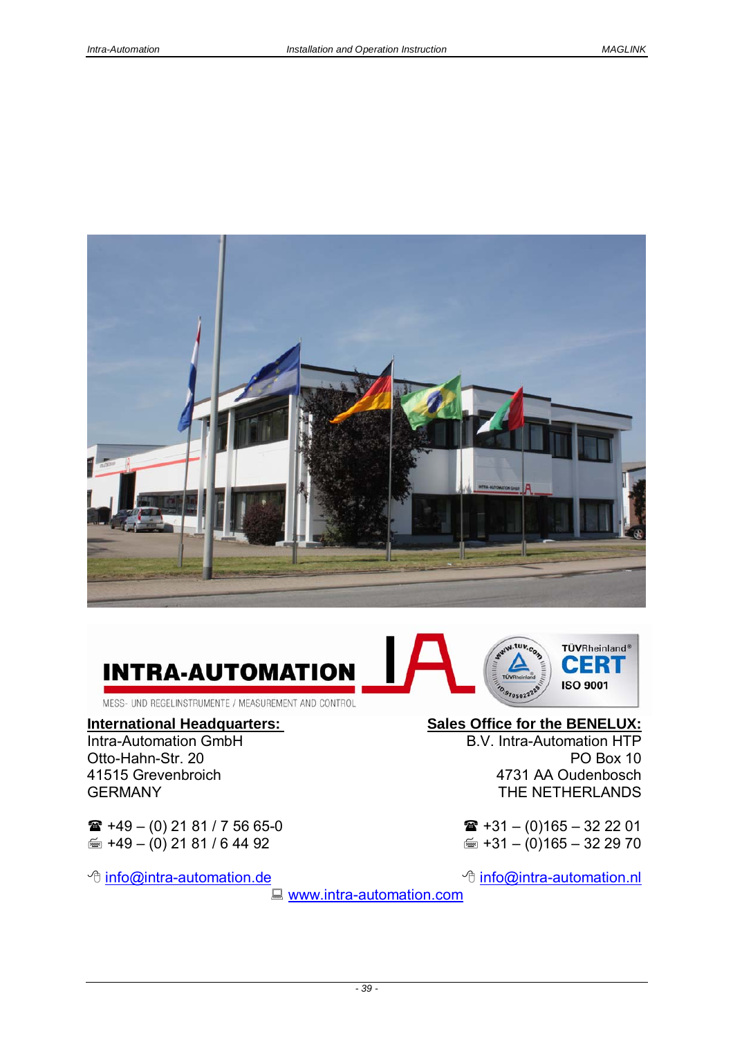**International Headquarters:**
Intra-Automation GmbH
Otto-Hahn-Str. 20
41515 Grevenbroich
GERMANY

☎ +49 – (0) 21 81 / 7 56 65-0
📠 +49 – (0) 21 81 / 6 44 92

info@intra-automation.de

**Sales Office for the BENELUX:**
B.V. Intra-Automation HTP
PO Box 10
4731 AA Oudenbosch
THE NETHERLANDS

☎ +31 – (0)165 – 32 22 01
📠 +31 – (0)165 – 32 29 70

info@intra-automation.nl

www.intra-automation.com